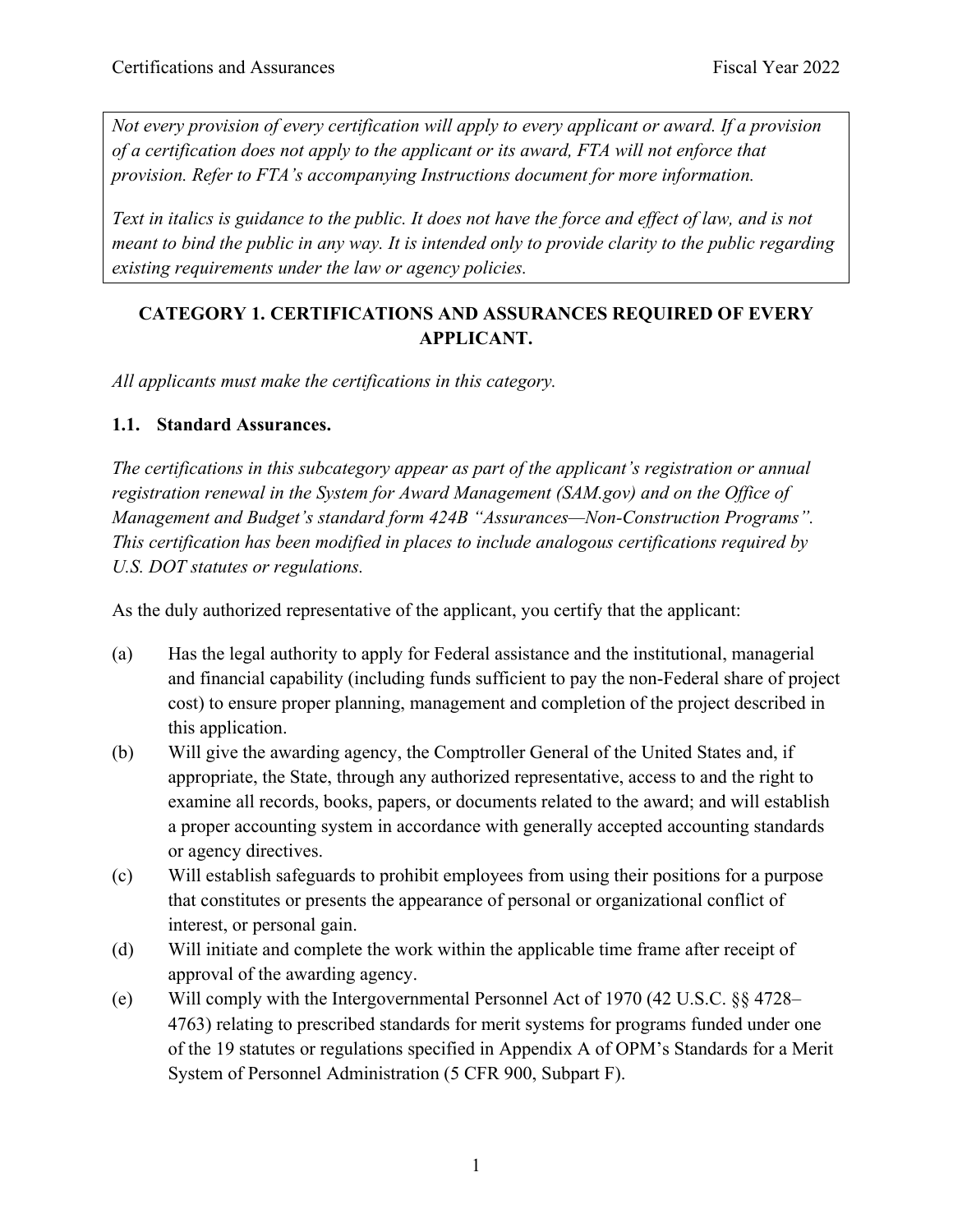*Not every provision of every certification will apply to every applicant or award. If a provision of a certification does not apply to the applicant or its award, FTA will not enforce that provision. Refer to FTA's accompanying Instructions document for more information.*

*Text in italics is guidance to the public. It does not have the force and effect of law, and is not meant to bind the public in any way. It is intended only to provide clarity to the public regarding existing requirements under the law or agency policies.*

## CATEGORY 1. CERTIFICATIONS AND ASSURANCES REQUIRED OF EVERY APPLICANT.

*All applicants must make the certifications in this category.*

### 1.1. Standard Assurances.

*The certifications in this subcategory appear as part of the applicant's registration or annual registration renewal in the System for Award Management (SAM.gov) and on the Office of Management and Budget's standard form 424B "Assurances—Non-Construction Programs". This certification has been modified in places to include analogous certifications required by U.S. DOT statutes or regulations.*

As the duly authorized representative of the applicant, you certify that the applicant:

(a) Has the legal authority to apply for Federal assistance and the institutional, managerial and financial capability (including funds sufficient to pay the non-Federal share of project cost) to ensure proper planning, management and completion of the project described in this application.

(b) Will give the awarding agency, the Comptroller General of the United States and, if appropriate, the State, through any authorized representative, access to and the right to examine all records, books, papers, or documents related to the award; and will establish a proper accounting system in accordance with generally accepted accounting standards or agency directives.

(c) Will establish safeguards to prohibit employees from using their positions for a purpose that constitutes or presents the appearance of personal or organizational conflict of interest, or personal gain.

(d) Will initiate and complete the work within the applicable time frame after receipt of approval of the awarding agency.

(e) Will comply with the Intergovernmental Personnel Act of 1970 (42 U.S.C. §§ 4728–4763) relating to prescribed standards for merit systems for programs funded under one of the 19 statutes or regulations specified in Appendix A of OPM's Standards for a Merit System of Personnel Administration (5 CFR 900, Subpart F).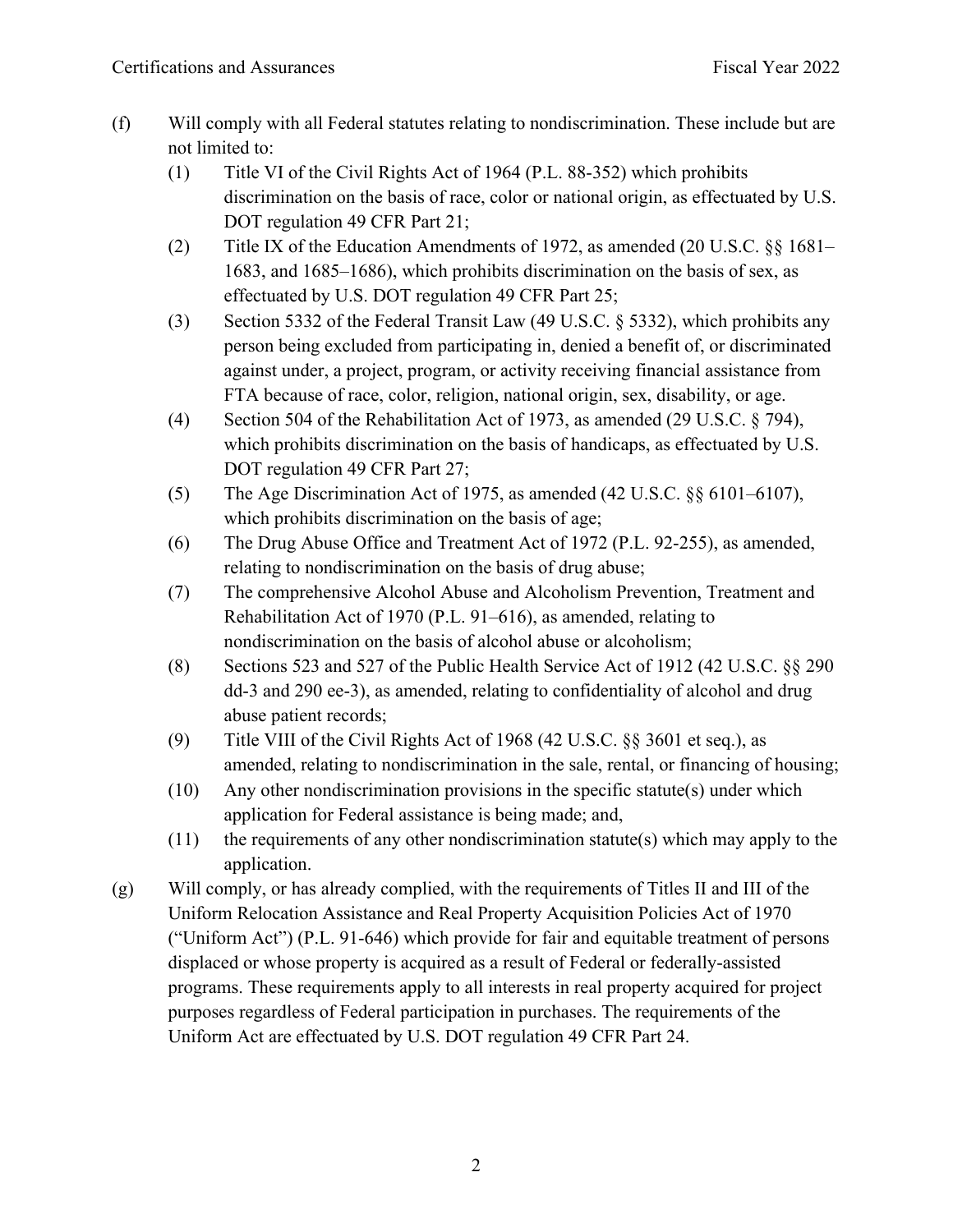(f) Will comply with all Federal statutes relating to nondiscrimination. These include but are not limited to:

   (1) Title VI of the Civil Rights Act of 1964 (P.L. 88-352) which prohibits discrimination on the basis of race, color or national origin, as effectuated by U.S. DOT regulation 49 CFR Part 21;

   (2) Title IX of the Education Amendments of 1972, as amended (20 U.S.C. §§ 1681–1683, and 1685–1686), which prohibits discrimination on the basis of sex, as effectuated by U.S. DOT regulation 49 CFR Part 25;

   (3) Section 5332 of the Federal Transit Law (49 U.S.C. § 5332), which prohibits any person being excluded from participating in, denied a benefit of, or discriminated against under, a project, program, or activity receiving financial assistance from FTA because of race, color, religion, national origin, sex, disability, or age.

   (4) Section 504 of the Rehabilitation Act of 1973, as amended (29 U.S.C. § 794), which prohibits discrimination on the basis of handicaps, as effectuated by U.S. DOT regulation 49 CFR Part 27;

   (5) The Age Discrimination Act of 1975, as amended (42 U.S.C. §§ 6101–6107), which prohibits discrimination on the basis of age;

   (6) The Drug Abuse Office and Treatment Act of 1972 (P.L. 92-255), as amended, relating to nondiscrimination on the basis of drug abuse;

   (7) The comprehensive Alcohol Abuse and Alcoholism Prevention, Treatment and Rehabilitation Act of 1970 (P.L. 91–616), as amended, relating to nondiscrimination on the basis of alcohol abuse or alcoholism;

   (8) Sections 523 and 527 of the Public Health Service Act of 1912 (42 U.S.C. §§ 290 dd-3 and 290 ee-3), as amended, relating to confidentiality of alcohol and drug abuse patient records;

   (9) Title VIII of the Civil Rights Act of 1968 (42 U.S.C. §§ 3601 et seq.), as amended, relating to nondiscrimination in the sale, rental, or financing of housing;

   (10) Any other nondiscrimination provisions in the specific statute(s) under which application for Federal assistance is being made; and,

   (11) the requirements of any other nondiscrimination statute(s) which may apply to the application.

(g) Will comply, or has already complied, with the requirements of Titles II and III of the Uniform Relocation Assistance and Real Property Acquisition Policies Act of 1970 ("Uniform Act") (P.L. 91-646) which provide for fair and equitable treatment of persons displaced or whose property is acquired as a result of Federal or federally-assisted programs. These requirements apply to all interests in real property acquired for project purposes regardless of Federal participation in purchases. The requirements of the Uniform Act are effectuated by U.S. DOT regulation 49 CFR Part 24.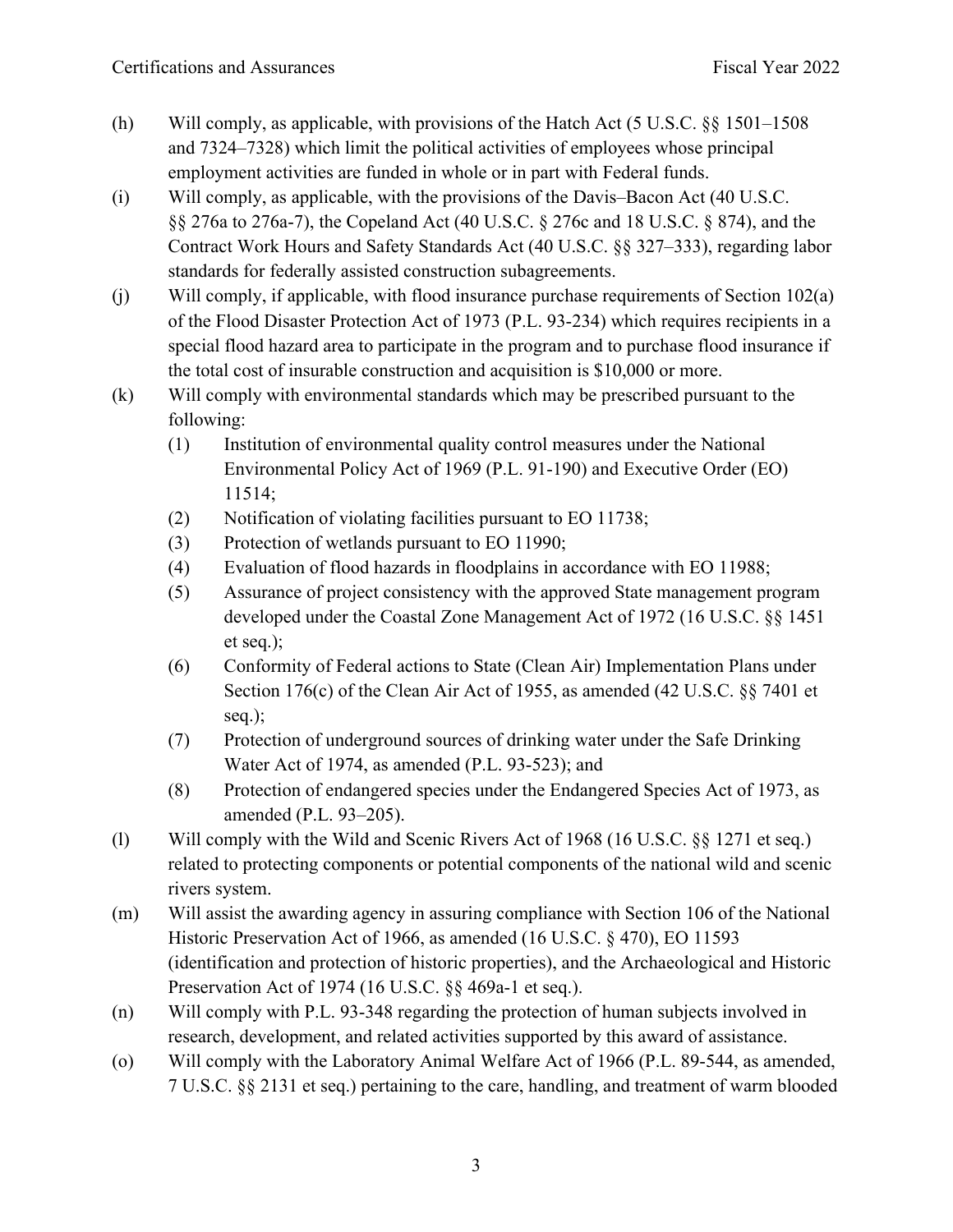(h) Will comply, as applicable, with provisions of the Hatch Act (5 U.S.C. §§ 1501–1508 and 7324–7328) which limit the political activities of employees whose principal employment activities are funded in whole or in part with Federal funds.

(i) Will comply, as applicable, with the provisions of the Davis–Bacon Act (40 U.S.C. §§ 276a to 276a-7), the Copeland Act (40 U.S.C. § 276c and 18 U.S.C. § 874), and the Contract Work Hours and Safety Standards Act (40 U.S.C. §§ 327–333), regarding labor standards for federally assisted construction subagreements.

(j) Will comply, if applicable, with flood insurance purchase requirements of Section 102(a) of the Flood Disaster Protection Act of 1973 (P.L. 93-234) which requires recipients in a special flood hazard area to participate in the program and to purchase flood insurance if the total cost of insurable construction and acquisition is $10,000 or more.

(k) Will comply with environmental standards which may be prescribed pursuant to the following:
   1. Institution of environmental quality control measures under the National Environmental Policy Act of 1969 (P.L. 91-190) and Executive Order (EO) 11514;
   2. Notification of violating facilities pursuant to EO 11738;
   3. Protection of wetlands pursuant to EO 11990;
   4. Evaluation of flood hazards in floodplains in accordance with EO 11988;
   5. Assurance of project consistency with the approved State management program developed under the Coastal Zone Management Act of 1972 (16 U.S.C. §§ 1451 et seq.);
   6. Conformity of Federal actions to State (Clean Air) Implementation Plans under Section 176(c) of the Clean Air Act of 1955, as amended (42 U.S.C. §§ 7401 et seq.);
   7. Protection of underground sources of drinking water under the Safe Drinking Water Act of 1974, as amended (P.L. 93-523); and
   8. Protection of endangered species under the Endangered Species Act of 1973, as amended (P.L. 93–205).

(l) Will comply with the Wild and Scenic Rivers Act of 1968 (16 U.S.C. §§ 1271 et seq.) related to protecting components or potential components of the national wild and scenic rivers system.

(m) Will assist the awarding agency in assuring compliance with Section 106 of the National Historic Preservation Act of 1966, as amended (16 U.S.C. § 470), EO 11593 (identification and protection of historic properties), and the Archaeological and Historic Preservation Act of 1974 (16 U.S.C. §§ 469a-1 et seq.).

(n) Will comply with P.L. 93-348 regarding the protection of human subjects involved in research, development, and related activities supported by this award of assistance.

(o) Will comply with the Laboratory Animal Welfare Act of 1966 (P.L. 89-544, as amended, 7 U.S.C. §§ 2131 et seq.) pertaining to the care, handling, and treatment of warm blooded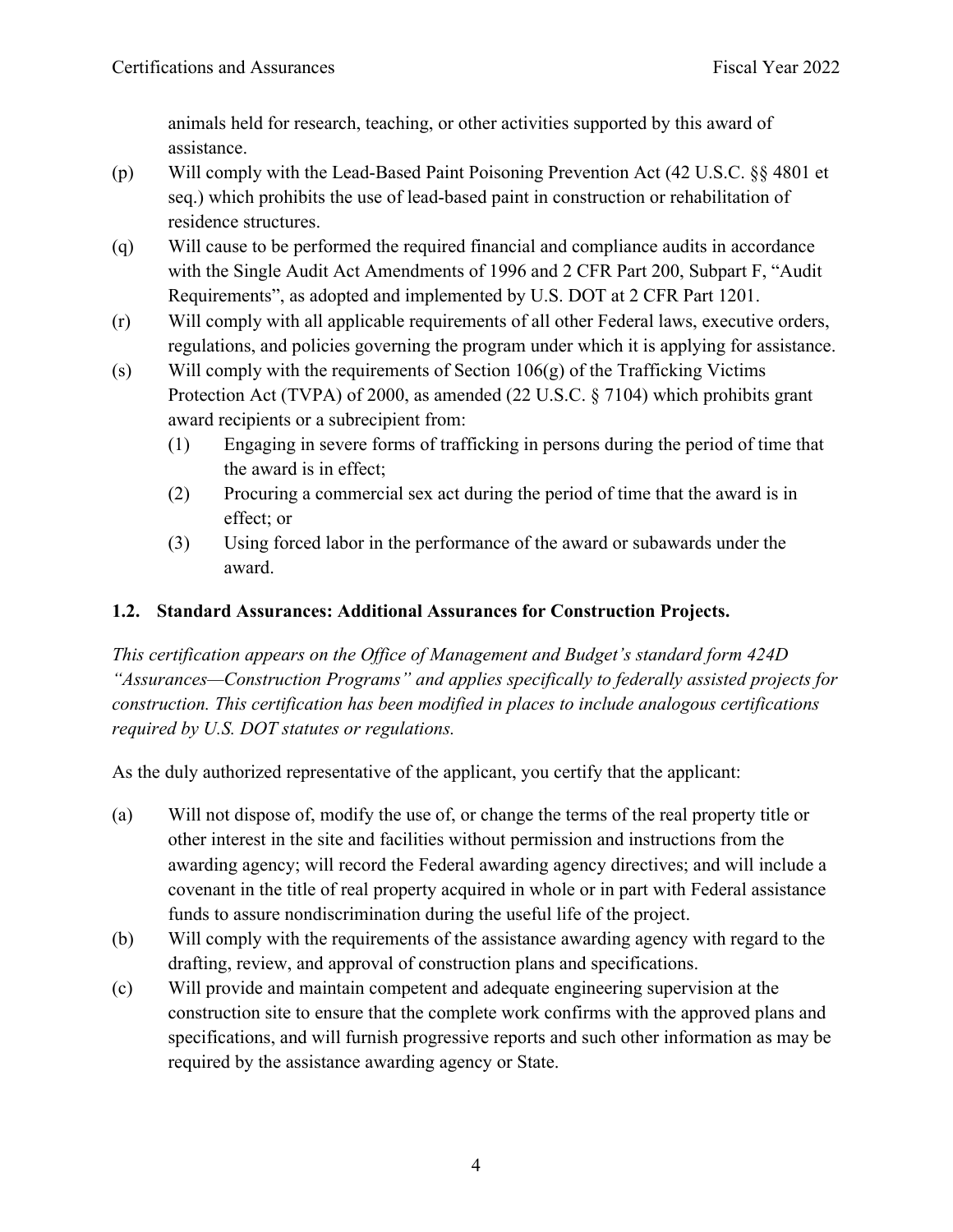animals held for research, teaching, or other activities supported by this award of assistance.

(p) Will comply with the Lead-Based Paint Poisoning Prevention Act (42 U.S.C. §§ 4801 et seq.) which prohibits the use of lead-based paint in construction or rehabilitation of residence structures.

(q) Will cause to be performed the required financial and compliance audits in accordance with the Single Audit Act Amendments of 1996 and 2 CFR Part 200, Subpart F, "Audit Requirements", as adopted and implemented by U.S. DOT at 2 CFR Part 1201.

(r) Will comply with all applicable requirements of all other Federal laws, executive orders, regulations, and policies governing the program under which it is applying for assistance.

(s) Will comply with the requirements of Section 106(g) of the Trafficking Victims Protection Act (TVPA) of 2000, as amended (22 U.S.C. § 7104) which prohibits grant award recipients or a subrecipient from:

    (1) Engaging in severe forms of trafficking in persons during the period of time that the award is in effect;

    (2) Procuring a commercial sex act during the period of time that the award is in effect; or

    (3) Using forced labor in the performance of the award or subawards under the award.

### 1.2. Standard Assurances: Additional Assurances for Construction Projects.

*This certification appears on the Office of Management and Budget's standard form 424D "Assurances—Construction Programs" and applies specifically to federally assisted projects for construction. This certification has been modified in places to include analogous certifications required by U.S. DOT statutes or regulations.*

As the duly authorized representative of the applicant, you certify that the applicant:

(a) Will not dispose of, modify the use of, or change the terms of the real property title or other interest in the site and facilities without permission and instructions from the awarding agency; will record the Federal awarding agency directives; and will include a covenant in the title of real property acquired in whole or in part with Federal assistance funds to assure nondiscrimination during the useful life of the project.

(b) Will comply with the requirements of the assistance awarding agency with regard to the drafting, review, and approval of construction plans and specifications.

(c) Will provide and maintain competent and adequate engineering supervision at the construction site to ensure that the complete work confirms with the approved plans and specifications, and will furnish progressive reports and such other information as may be required by the assistance awarding agency or State.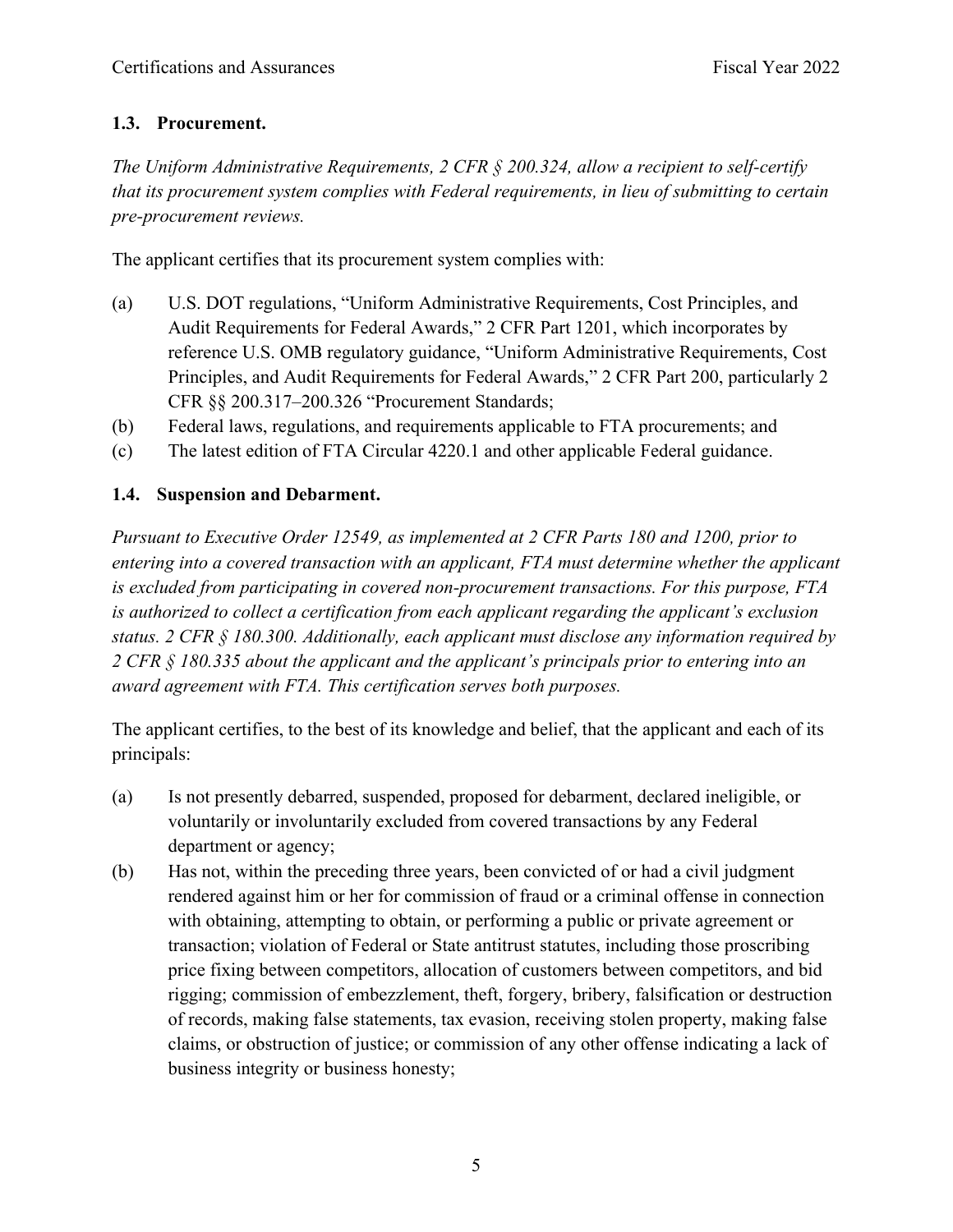### 1.3. Procurement.

*The Uniform Administrative Requirements, 2 CFR § 200.324, allow a recipient to self-certify that its procurement system complies with Federal requirements, in lieu of submitting to certain pre-procurement reviews.*

The applicant certifies that its procurement system complies with:

(a) U.S. DOT regulations, "Uniform Administrative Requirements, Cost Principles, and Audit Requirements for Federal Awards," 2 CFR Part 1201, which incorporates by reference U.S. OMB regulatory guidance, "Uniform Administrative Requirements, Cost Principles, and Audit Requirements for Federal Awards," 2 CFR Part 200, particularly 2 CFR §§ 200.317–200.326 "Procurement Standards;

(b) Federal laws, regulations, and requirements applicable to FTA procurements; and

(c) The latest edition of FTA Circular 4220.1 and other applicable Federal guidance.

### 1.4. Suspension and Debarment.

*Pursuant to Executive Order 12549, as implemented at 2 CFR Parts 180 and 1200, prior to entering into a covered transaction with an applicant, FTA must determine whether the applicant is excluded from participating in covered non-procurement transactions. For this purpose, FTA is authorized to collect a certification from each applicant regarding the applicant's exclusion status. 2 CFR § 180.300. Additionally, each applicant must disclose any information required by 2 CFR § 180.335 about the applicant and the applicant's principals prior to entering into an award agreement with FTA. This certification serves both purposes.*

The applicant certifies, to the best of its knowledge and belief, that the applicant and each of its principals:

(a) Is not presently debarred, suspended, proposed for debarment, declared ineligible, or voluntarily or involuntarily excluded from covered transactions by any Federal department or agency;

(b) Has not, within the preceding three years, been convicted of or had a civil judgment rendered against him or her for commission of fraud or a criminal offense in connection with obtaining, attempting to obtain, or performing a public or private agreement or transaction; violation of Federal or State antitrust statutes, including those proscribing price fixing between competitors, allocation of customers between competitors, and bid rigging; commission of embezzlement, theft, forgery, bribery, falsification or destruction of records, making false statements, tax evasion, receiving stolen property, making false claims, or obstruction of justice; or commission of any other offense indicating a lack of business integrity or business honesty;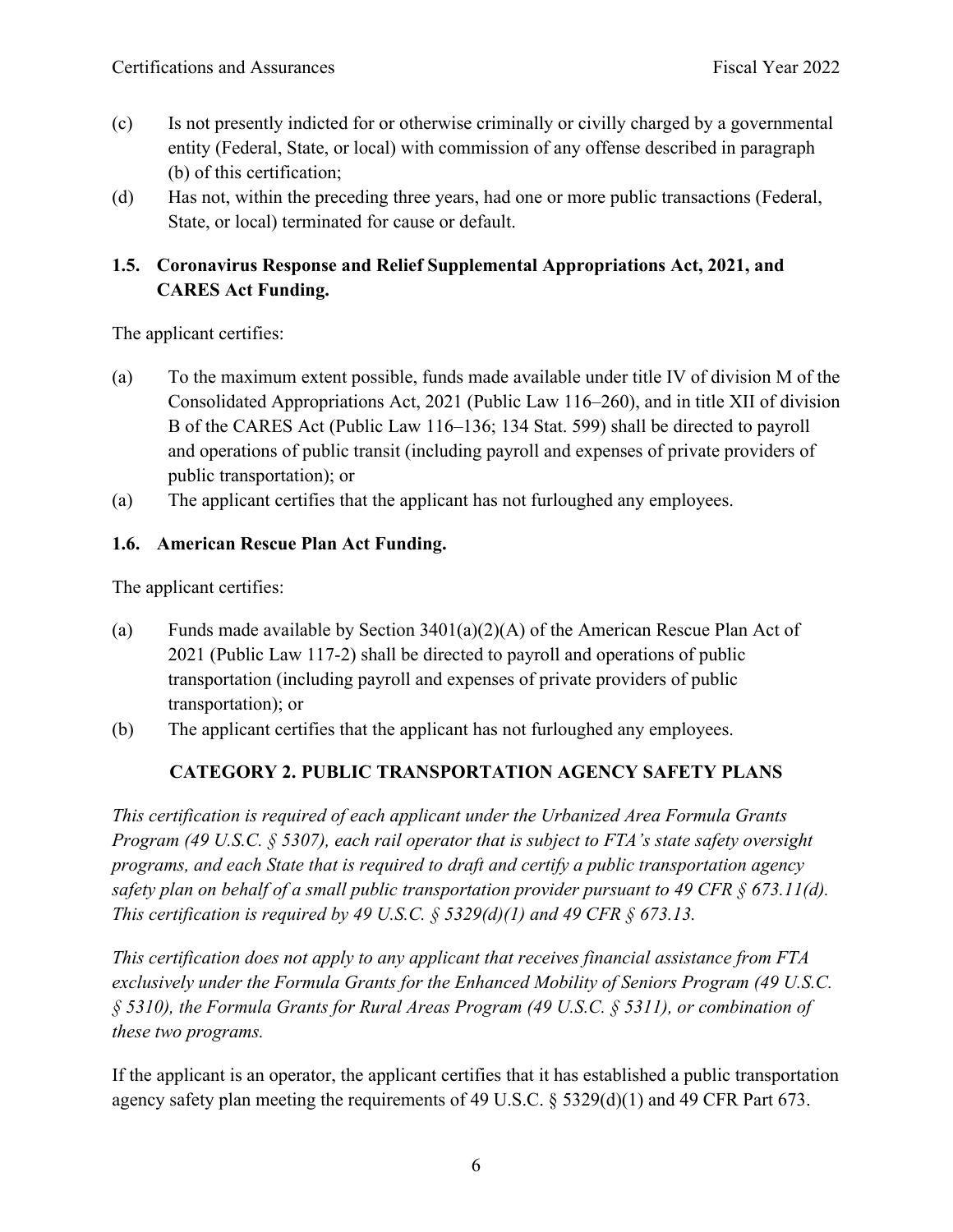(c) Is not presently indicted for or otherwise criminally or civilly charged by a governmental entity (Federal, State, or local) with commission of any offense described in paragraph (b) of this certification;

(d) Has not, within the preceding three years, had one or more public transactions (Federal, State, or local) terminated for cause or default.

### 1.5. Coronavirus Response and Relief Supplemental Appropriations Act, 2021, and CARES Act Funding.

The applicant certifies:

(a) To the maximum extent possible, funds made available under title IV of division M of the Consolidated Appropriations Act, 2021 (Public Law 116–260), and in title XII of division B of the CARES Act (Public Law 116–136; 134 Stat. 599) shall be directed to payroll and operations of public transit (including payroll and expenses of private providers of public transportation); or

(a) The applicant certifies that the applicant has not furloughed any employees.

### 1.6. American Rescue Plan Act Funding.

The applicant certifies:

(a) Funds made available by Section 3401(a)(2)(A) of the American Rescue Plan Act of 2021 (Public Law 117-2) shall be directed to payroll and operations of public transportation (including payroll and expenses of private providers of public transportation); or

(b) The applicant certifies that the applicant has not furloughed any employees.

## CATEGORY 2. PUBLIC TRANSPORTATION AGENCY SAFETY PLANS

*This certification is required of each applicant under the Urbanized Area Formula Grants Program (49 U.S.C. § 5307), each rail operator that is subject to FTA's state safety oversight programs, and each State that is required to draft and certify a public transportation agency safety plan on behalf of a small public transportation provider pursuant to 49 CFR § 673.11(d). This certification is required by 49 U.S.C. § 5329(d)(1) and 49 CFR § 673.13.*

*This certification does not apply to any applicant that receives financial assistance from FTA exclusively under the Formula Grants for the Enhanced Mobility of Seniors Program (49 U.S.C. § 5310), the Formula Grants for Rural Areas Program (49 U.S.C. § 5311), or combination of these two programs.*

If the applicant is an operator, the applicant certifies that it has established a public transportation agency safety plan meeting the requirements of 49 U.S.C. § 5329(d)(1) and 49 CFR Part 673.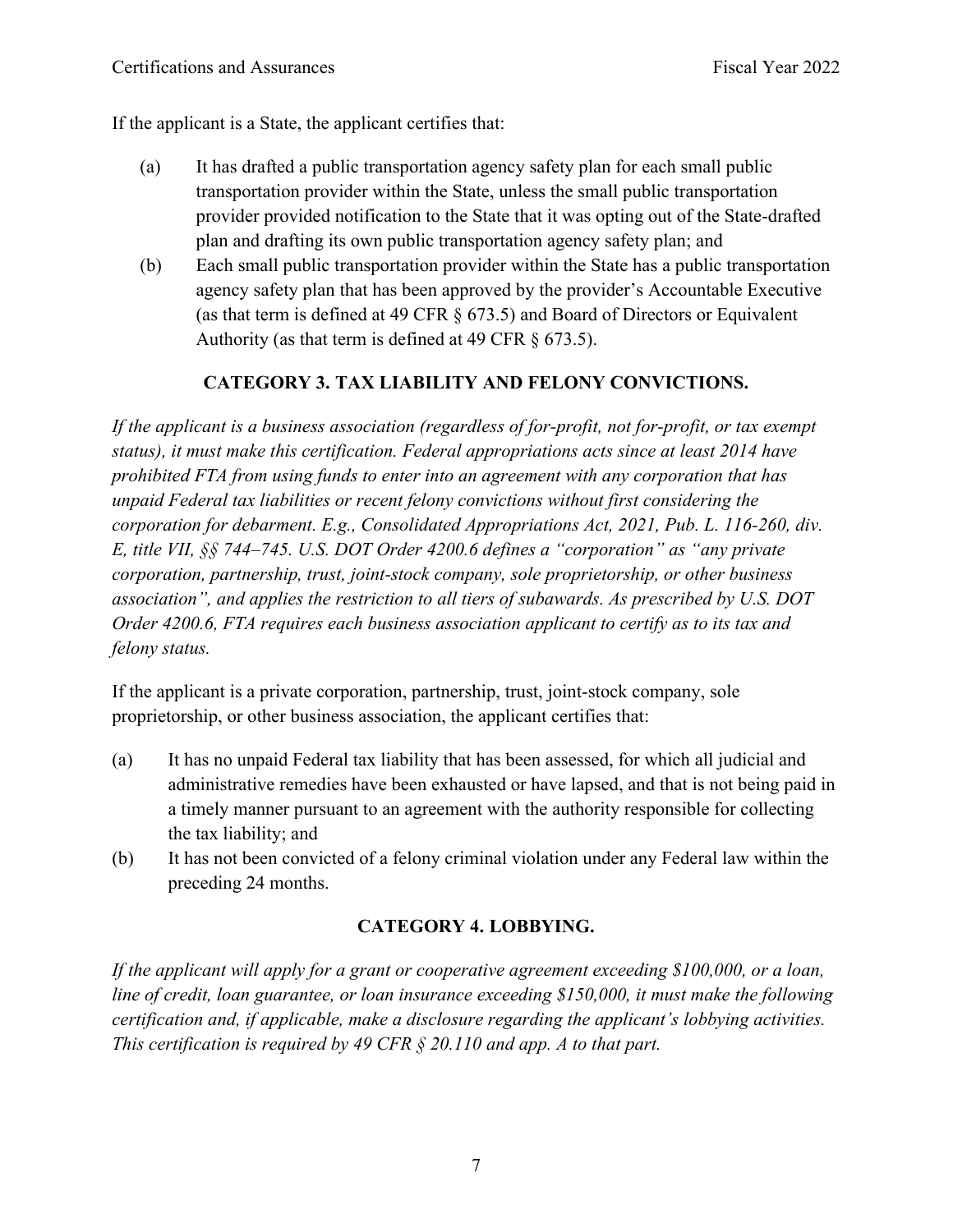If the applicant is a State, the applicant certifies that:

(a) It has drafted a public transportation agency safety plan for each small public transportation provider within the State, unless the small public transportation provider provided notification to the State that it was opting out of the State-drafted plan and drafting its own public transportation agency safety plan; and

(b) Each small public transportation provider within the State has a public transportation agency safety plan that has been approved by the provider's Accountable Executive (as that term is defined at 49 CFR § 673.5) and Board of Directors or Equivalent Authority (as that term is defined at 49 CFR § 673.5).

## CATEGORY 3. TAX LIABILITY AND FELONY CONVICTIONS.

*If the applicant is a business association (regardless of for-profit, not for-profit, or tax exempt status), it must make this certification. Federal appropriations acts since at least 2014 have prohibited FTA from using funds to enter into an agreement with any corporation that has unpaid Federal tax liabilities or recent felony convictions without first considering the corporation for debarment. E.g., Consolidated Appropriations Act, 2021, Pub. L. 116-260, div. E, title VII, §§ 744–745. U.S. DOT Order 4200.6 defines a "corporation" as "any private corporation, partnership, trust, joint-stock company, sole proprietorship, or other business association", and applies the restriction to all tiers of subawards. As prescribed by U.S. DOT Order 4200.6, FTA requires each business association applicant to certify as to its tax and felony status.*

If the applicant is a private corporation, partnership, trust, joint-stock company, sole proprietorship, or other business association, the applicant certifies that:

(a) It has no unpaid Federal tax liability that has been assessed, for which all judicial and administrative remedies have been exhausted or have lapsed, and that is not being paid in a timely manner pursuant to an agreement with the authority responsible for collecting the tax liability; and

(b) It has not been convicted of a felony criminal violation under any Federal law within the preceding 24 months.

## CATEGORY 4. LOBBYING.

*If the applicant will apply for a grant or cooperative agreement exceeding $100,000, or a loan, line of credit, loan guarantee, or loan insurance exceeding $150,000, it must make the following certification and, if applicable, make a disclosure regarding the applicant's lobbying activities. This certification is required by 49 CFR § 20.110 and app. A to that part.*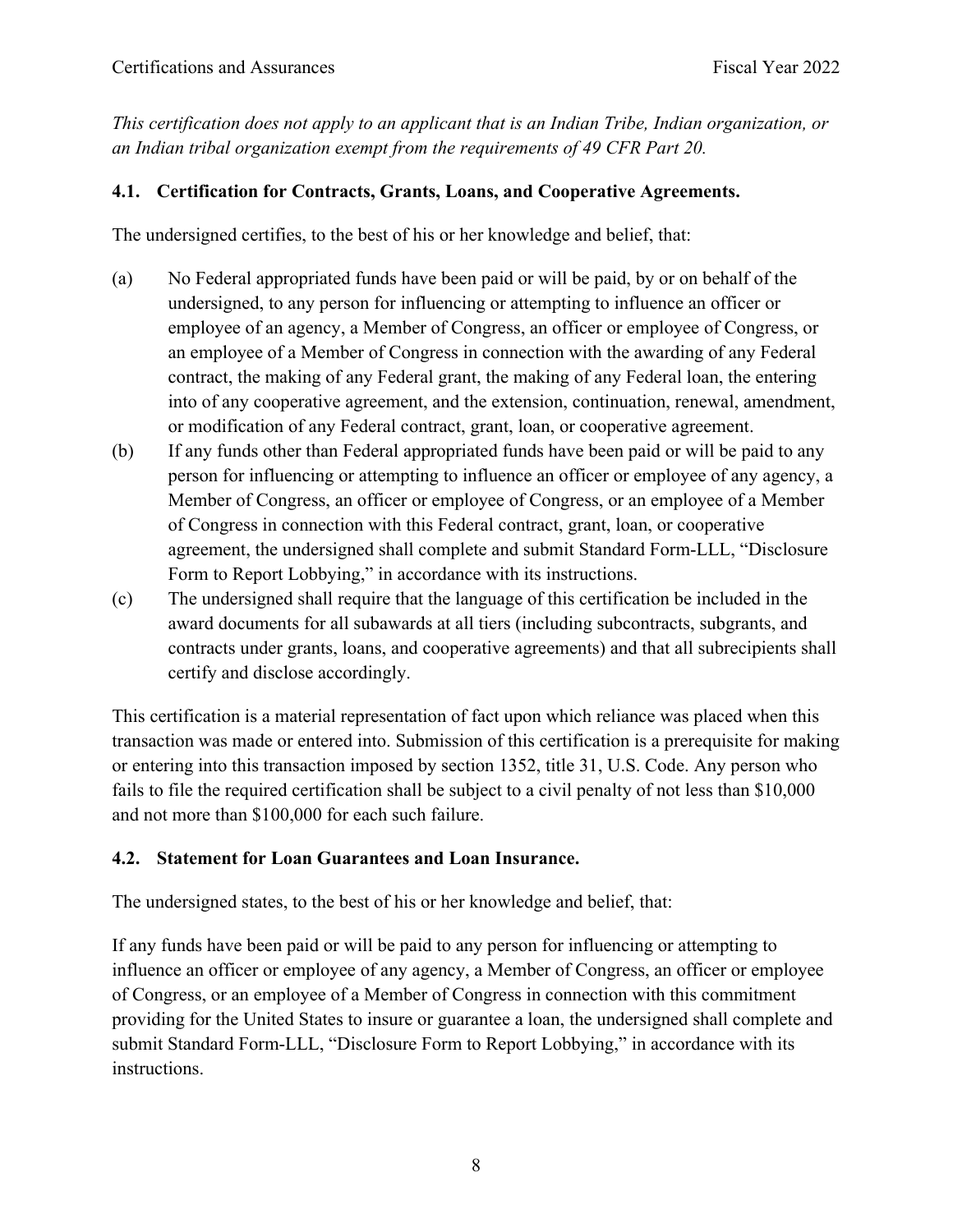*This certification does not apply to an applicant that is an Indian Tribe, Indian organization, or an Indian tribal organization exempt from the requirements of 49 CFR Part 20.*

### 4.1. Certification for Contracts, Grants, Loans, and Cooperative Agreements.

The undersigned certifies, to the best of his or her knowledge and belief, that:

(a) No Federal appropriated funds have been paid or will be paid, by or on behalf of the undersigned, to any person for influencing or attempting to influence an officer or employee of an agency, a Member of Congress, an officer or employee of Congress, or an employee of a Member of Congress in connection with the awarding of any Federal contract, the making of any Federal grant, the making of any Federal loan, the entering into of any cooperative agreement, and the extension, continuation, renewal, amendment, or modification of any Federal contract, grant, loan, or cooperative agreement.

(b) If any funds other than Federal appropriated funds have been paid or will be paid to any person for influencing or attempting to influence an officer or employee of any agency, a Member of Congress, an officer or employee of Congress, or an employee of a Member of Congress in connection with this Federal contract, grant, loan, or cooperative agreement, the undersigned shall complete and submit Standard Form-LLL, "Disclosure Form to Report Lobbying," in accordance with its instructions.

(c) The undersigned shall require that the language of this certification be included in the award documents for all subawards at all tiers (including subcontracts, subgrants, and contracts under grants, loans, and cooperative agreements) and that all subrecipients shall certify and disclose accordingly.

This certification is a material representation of fact upon which reliance was placed when this transaction was made or entered into. Submission of this certification is a prerequisite for making or entering into this transaction imposed by section 1352, title 31, U.S. Code. Any person who fails to file the required certification shall be subject to a civil penalty of not less than $10,000 and not more than $100,000 for each such failure.

### 4.2. Statement for Loan Guarantees and Loan Insurance.

The undersigned states, to the best of his or her knowledge and belief, that:

If any funds have been paid or will be paid to any person for influencing or attempting to influence an officer or employee of any agency, a Member of Congress, an officer or employee of Congress, or an employee of a Member of Congress in connection with this commitment providing for the United States to insure or guarantee a loan, the undersigned shall complete and submit Standard Form-LLL, "Disclosure Form to Report Lobbying," in accordance with its instructions.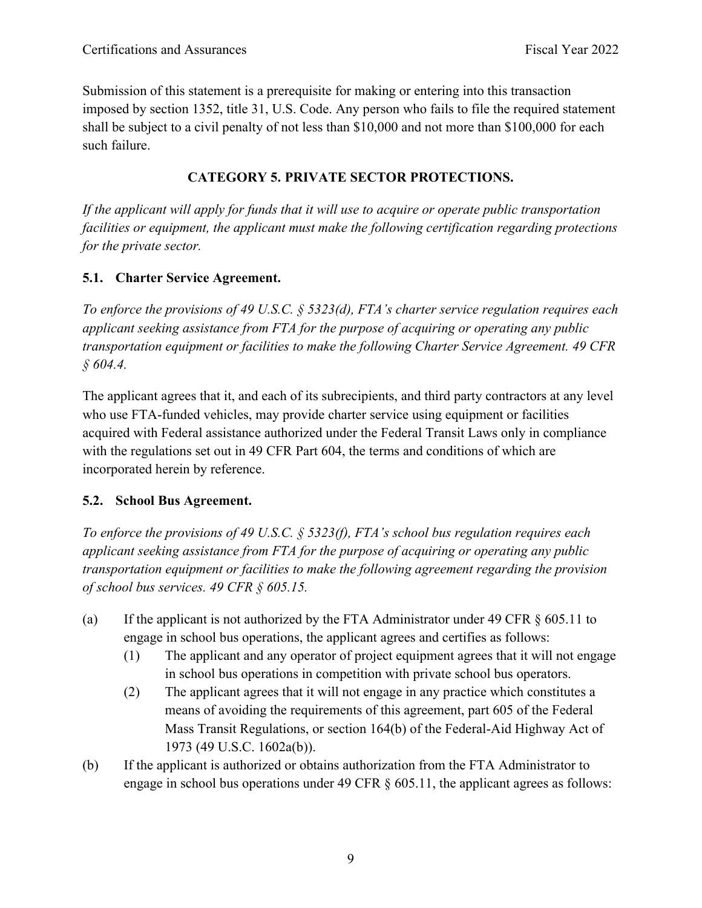Submission of this statement is a prerequisite for making or entering into this transaction imposed by section 1352, title 31, U.S. Code. Any person who fails to file the required statement shall be subject to a civil penalty of not less than $10,000 and not more than $100,000 for each such failure.

## CATEGORY 5. PRIVATE SECTOR PROTECTIONS.

*If the applicant will apply for funds that it will use to acquire or operate public transportation facilities or equipment, the applicant must make the following certification regarding protections for the private sector.*

### 5.1. Charter Service Agreement.

*To enforce the provisions of 49 U.S.C. § 5323(d), FTA's charter service regulation requires each applicant seeking assistance from FTA for the purpose of acquiring or operating any public transportation equipment or facilities to make the following Charter Service Agreement. 49 CFR § 604.4.*

The applicant agrees that it, and each of its subrecipients, and third party contractors at any level who use FTA-funded vehicles, may provide charter service using equipment or facilities acquired with Federal assistance authorized under the Federal Transit Laws only in compliance with the regulations set out in 49 CFR Part 604, the terms and conditions of which are incorporated herein by reference.

### 5.2. School Bus Agreement.

*To enforce the provisions of 49 U.S.C. § 5323(f), FTA's school bus regulation requires each applicant seeking assistance from FTA for the purpose of acquiring or operating any public transportation equipment or facilities to make the following agreement regarding the provision of school bus services. 49 CFR § 605.15.*

(a) If the applicant is not authorized by the FTA Administrator under 49 CFR § 605.11 to engage in school bus operations, the applicant agrees and certifies as follows:
   (1) The applicant and any operator of project equipment agrees that it will not engage in school bus operations in competition with private school bus operators.
   (2) The applicant agrees that it will not engage in any practice which constitutes a means of avoiding the requirements of this agreement, part 605 of the Federal Mass Transit Regulations, or section 164(b) of the Federal-Aid Highway Act of 1973 (49 U.S.C. 1602a(b)).

(b) If the applicant is authorized or obtains authorization from the FTA Administrator to engage in school bus operations under 49 CFR § 605.11, the applicant agrees as follows: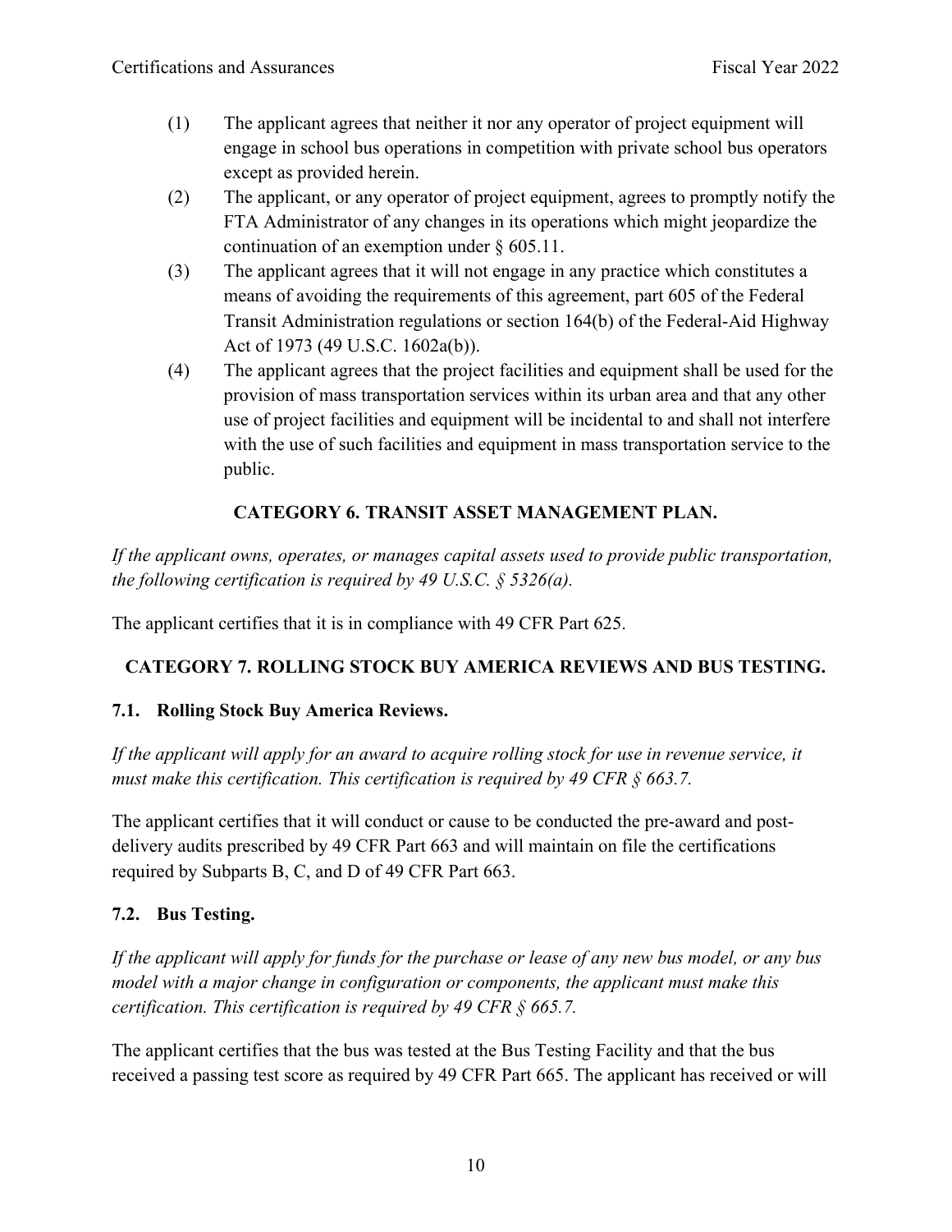(1) The applicant agrees that neither it nor any operator of project equipment will engage in school bus operations in competition with private school bus operators except as provided herein.

(2) The applicant, or any operator of project equipment, agrees to promptly notify the FTA Administrator of any changes in its operations which might jeopardize the continuation of an exemption under § 605.11.

(3) The applicant agrees that it will not engage in any practice which constitutes a means of avoiding the requirements of this agreement, part 605 of the Federal Transit Administration regulations or section 164(b) of the Federal-Aid Highway Act of 1973 (49 U.S.C. 1602a(b)).

(4) The applicant agrees that the project facilities and equipment shall be used for the provision of mass transportation services within its urban area and that any other use of project facilities and equipment will be incidental to and shall not interfere with the use of such facilities and equipment in mass transportation service to the public.

## CATEGORY 6. TRANSIT ASSET MANAGEMENT PLAN.

*If the applicant owns, operates, or manages capital assets used to provide public transportation, the following certification is required by 49 U.S.C. § 5326(a).*

The applicant certifies that it is in compliance with 49 CFR Part 625.

## CATEGORY 7. ROLLING STOCK BUY AMERICA REVIEWS AND BUS TESTING.

### 7.1. Rolling Stock Buy America Reviews.

*If the applicant will apply for an award to acquire rolling stock for use in revenue service, it must make this certification. This certification is required by 49 CFR § 663.7.*

The applicant certifies that it will conduct or cause to be conducted the pre-award and post-delivery audits prescribed by 49 CFR Part 663 and will maintain on file the certifications required by Subparts B, C, and D of 49 CFR Part 663.

### 7.2. Bus Testing.

*If the applicant will apply for funds for the purchase or lease of any new bus model, or any bus model with a major change in configuration or components, the applicant must make this certification. This certification is required by 49 CFR § 665.7.*

The applicant certifies that the bus was tested at the Bus Testing Facility and that the bus received a passing test score as required by 49 CFR Part 665. The applicant has received or will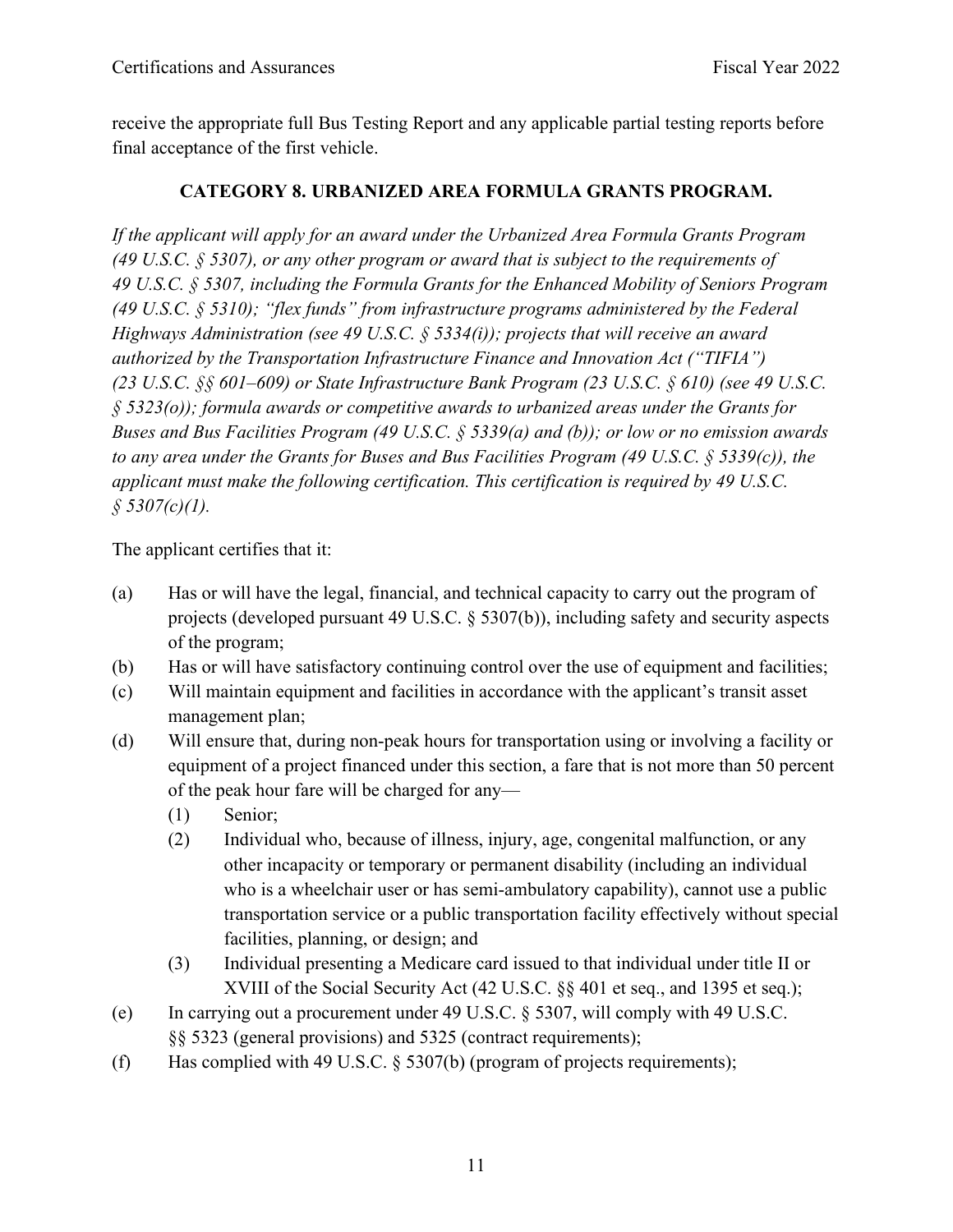receive the appropriate full Bus Testing Report and any applicable partial testing reports before final acceptance of the first vehicle.

## CATEGORY 8. URBANIZED AREA FORMULA GRANTS PROGRAM.

*If the applicant will apply for an award under the Urbanized Area Formula Grants Program (49 U.S.C. § 5307), or any other program or award that is subject to the requirements of 49 U.S.C. § 5307, including the Formula Grants for the Enhanced Mobility of Seniors Program (49 U.S.C. § 5310); "flex funds" from infrastructure programs administered by the Federal Highways Administration (see 49 U.S.C. § 5334(i)); projects that will receive an award authorized by the Transportation Infrastructure Finance and Innovation Act ("TIFIA") (23 U.S.C. §§ 601–609) or State Infrastructure Bank Program (23 U.S.C. § 610) (see 49 U.S.C. § 5323(o)); formula awards or competitive awards to urbanized areas under the Grants for Buses and Bus Facilities Program (49 U.S.C. § 5339(a) and (b)); or low or no emission awards to any area under the Grants for Buses and Bus Facilities Program (49 U.S.C. § 5339(c)), the applicant must make the following certification. This certification is required by 49 U.S.C. § 5307(c)(1).*

The applicant certifies that it:

(a) Has or will have the legal, financial, and technical capacity to carry out the program of projects (developed pursuant 49 U.S.C. § 5307(b)), including safety and security aspects of the program;

(b) Has or will have satisfactory continuing control over the use of equipment and facilities;

(c) Will maintain equipment and facilities in accordance with the applicant's transit asset management plan;

(d) Will ensure that, during non-peak hours for transportation using or involving a facility or equipment of a project financed under this section, a fare that is not more than 50 percent of the peak hour fare will be charged for any—

   (1) Senior;

   (2) Individual who, because of illness, injury, age, congenital malfunction, or any other incapacity or temporary or permanent disability (including an individual who is a wheelchair user or has semi-ambulatory capability), cannot use a public transportation service or a public transportation facility effectively without special facilities, planning, or design; and

   (3) Individual presenting a Medicare card issued to that individual under title II or XVIII of the Social Security Act (42 U.S.C. §§ 401 et seq., and 1395 et seq.);

(e) In carrying out a procurement under 49 U.S.C. § 5307, will comply with 49 U.S.C. §§ 5323 (general provisions) and 5325 (contract requirements);

(f) Has complied with 49 U.S.C. § 5307(b) (program of projects requirements);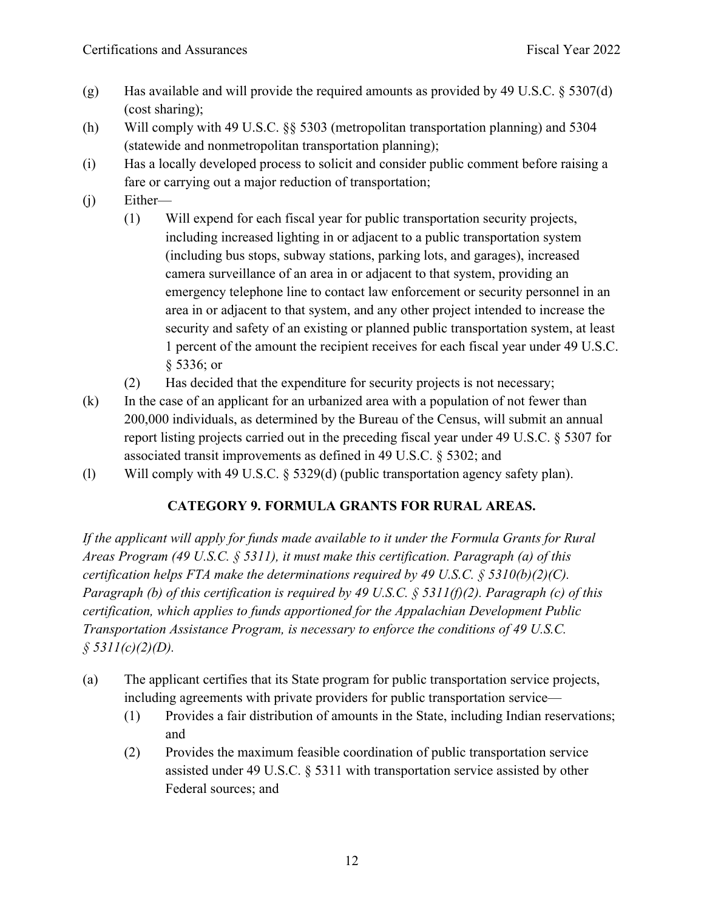(g) Has available and will provide the required amounts as provided by 49 U.S.C. § 5307(d) (cost sharing);

(h) Will comply with 49 U.S.C. §§ 5303 (metropolitan transportation planning) and 5304 (statewide and nonmetropolitan transportation planning);

(i) Has a locally developed process to solicit and consider public comment before raising a fare or carrying out a major reduction of transportation;

(j) Either—

  (1) Will expend for each fiscal year for public transportation security projects, including increased lighting in or adjacent to a public transportation system (including bus stops, subway stations, parking lots, and garages), increased camera surveillance of an area in or adjacent to that system, providing an emergency telephone line to contact law enforcement or security personnel in an area in or adjacent to that system, and any other project intended to increase the security and safety of an existing or planned public transportation system, at least 1 percent of the amount the recipient receives for each fiscal year under 49 U.S.C. § 5336; or

  (2) Has decided that the expenditure for security projects is not necessary;

(k) In the case of an applicant for an urbanized area with a population of not fewer than 200,000 individuals, as determined by the Bureau of the Census, will submit an annual report listing projects carried out in the preceding fiscal year under 49 U.S.C. § 5307 for associated transit improvements as defined in 49 U.S.C. § 5302; and

(l) Will comply with 49 U.S.C. § 5329(d) (public transportation agency safety plan).

## CATEGORY 9. FORMULA GRANTS FOR RURAL AREAS.

*If the applicant will apply for funds made available to it under the Formula Grants for Rural Areas Program (49 U.S.C. § 5311), it must make this certification. Paragraph (a) of this certification helps FTA make the determinations required by 49 U.S.C. § 5310(b)(2)(C). Paragraph (b) of this certification is required by 49 U.S.C. § 5311(f)(2). Paragraph (c) of this certification, which applies to funds apportioned for the Appalachian Development Public Transportation Assistance Program, is necessary to enforce the conditions of 49 U.S.C. § 5311(c)(2)(D).*

(a) The applicant certifies that its State program for public transportation service projects, including agreements with private providers for public transportation service—

  (1) Provides a fair distribution of amounts in the State, including Indian reservations; and

  (2) Provides the maximum feasible coordination of public transportation service assisted under 49 U.S.C. § 5311 with transportation service assisted by other Federal sources; and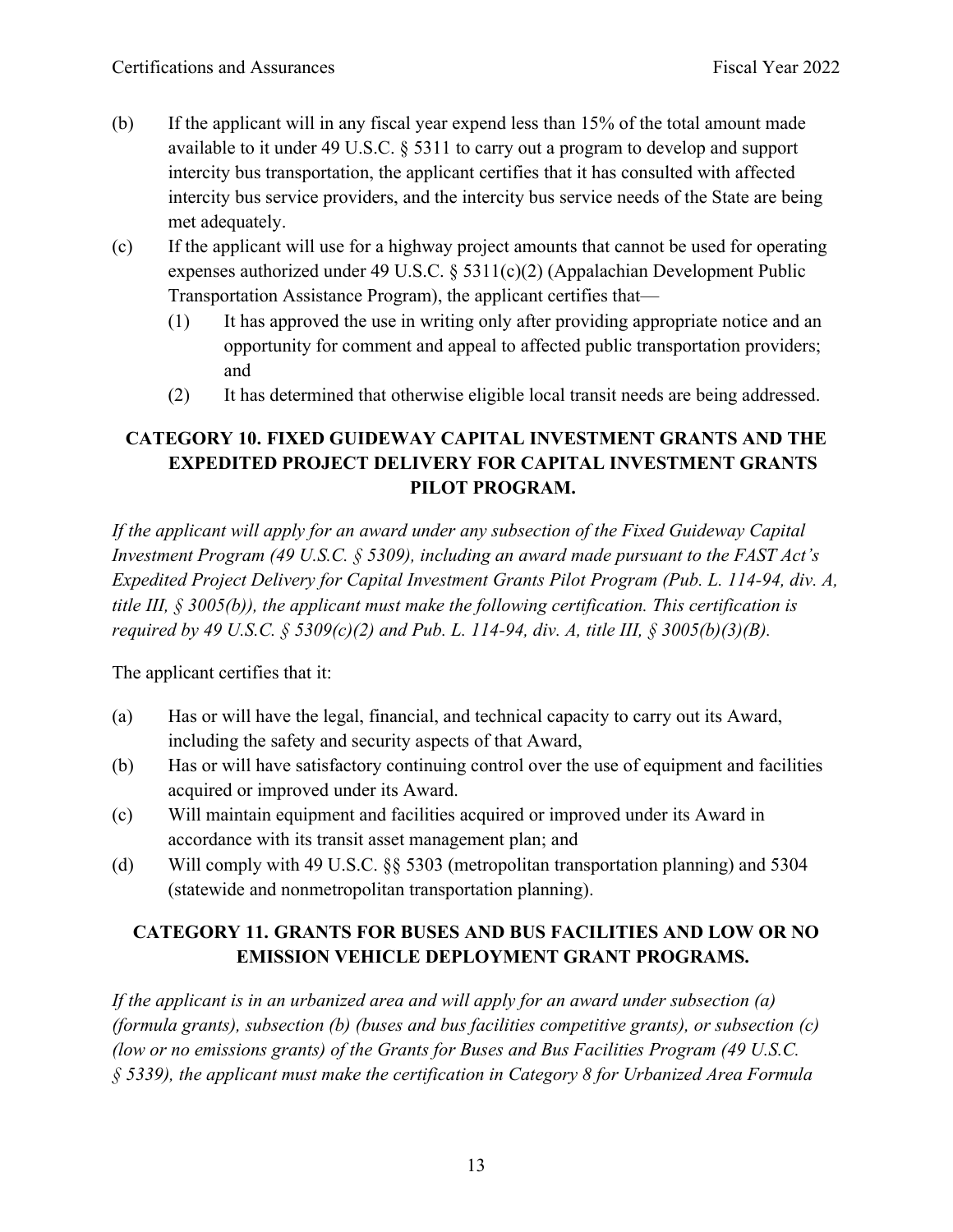(b) If the applicant will in any fiscal year expend less than 15% of the total amount made available to it under 49 U.S.C. § 5311 to carry out a program to develop and support intercity bus transportation, the applicant certifies that it has consulted with affected intercity bus service providers, and the intercity bus service needs of the State are being met adequately.

(c) If the applicant will use for a highway project amounts that cannot be used for operating expenses authorized under 49 U.S.C. § 5311(c)(2) (Appalachian Development Public Transportation Assistance Program), the applicant certifies that—

  (1) It has approved the use in writing only after providing appropriate notice and an opportunity for comment and appeal to affected public transportation providers; and
  
  (2) It has determined that otherwise eligible local transit needs are being addressed.

## CATEGORY 10. FIXED GUIDEWAY CAPITAL INVESTMENT GRANTS AND THE EXPEDITED PROJECT DELIVERY FOR CAPITAL INVESTMENT GRANTS PILOT PROGRAM.

*If the applicant will apply for an award under any subsection of the Fixed Guideway Capital Investment Program (49 U.S.C. § 5309), including an award made pursuant to the FAST Act's Expedited Project Delivery for Capital Investment Grants Pilot Program (Pub. L. 114-94, div. A, title III, § 3005(b)), the applicant must make the following certification. This certification is required by 49 U.S.C. § 5309(c)(2) and Pub. L. 114-94, div. A, title III, § 3005(b)(3)(B).*

The applicant certifies that it:

(a) Has or will have the legal, financial, and technical capacity to carry out its Award, including the safety and security aspects of that Award,

(b) Has or will have satisfactory continuing control over the use of equipment and facilities acquired or improved under its Award.

(c) Will maintain equipment and facilities acquired or improved under its Award in accordance with its transit asset management plan; and

(d) Will comply with 49 U.S.C. §§ 5303 (metropolitan transportation planning) and 5304 (statewide and nonmetropolitan transportation planning).

## CATEGORY 11. GRANTS FOR BUSES AND BUS FACILITIES AND LOW OR NO EMISSION VEHICLE DEPLOYMENT GRANT PROGRAMS.

*If the applicant is in an urbanized area and will apply for an award under subsection (a) (formula grants), subsection (b) (buses and bus facilities competitive grants), or subsection (c) (low or no emissions grants) of the Grants for Buses and Bus Facilities Program (49 U.S.C. § 5339), the applicant must make the certification in Category 8 for Urbanized Area Formula*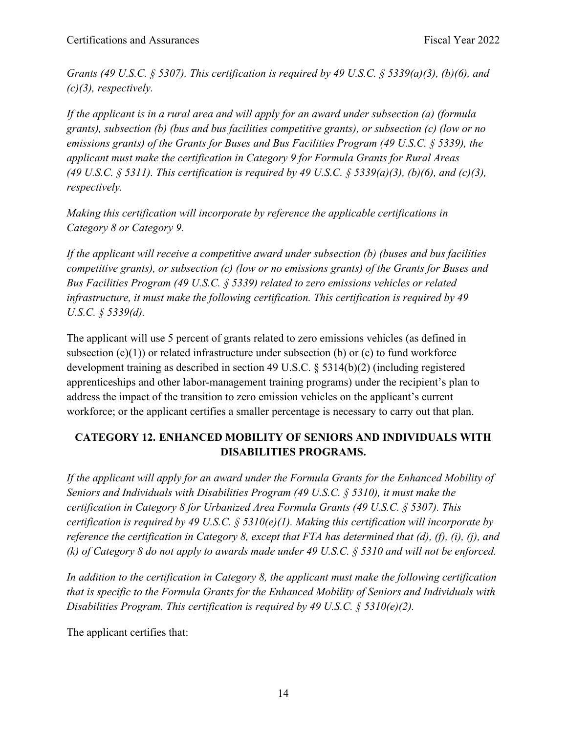*Grants (49 U.S.C. § 5307). This certification is required by 49 U.S.C. § 5339(a)(3), (b)(6), and (c)(3), respectively.*

*If the applicant is in a rural area and will apply for an award under subsection (a) (formula grants), subsection (b) (bus and bus facilities competitive grants), or subsection (c) (low or no emissions grants) of the Grants for Buses and Bus Facilities Program (49 U.S.C. § 5339), the applicant must make the certification in Category 9 for Formula Grants for Rural Areas (49 U.S.C. § 5311). This certification is required by 49 U.S.C. § 5339(a)(3), (b)(6), and (c)(3), respectively.*

*Making this certification will incorporate by reference the applicable certifications in Category 8 or Category 9.*

*If the applicant will receive a competitive award under subsection (b) (buses and bus facilities competitive grants), or subsection (c) (low or no emissions grants) of the Grants for Buses and Bus Facilities Program (49 U.S.C. § 5339) related to zero emissions vehicles or related infrastructure, it must make the following certification. This certification is required by 49 U.S.C. § 5339(d).*

The applicant will use 5 percent of grants related to zero emissions vehicles (as defined in subsection (c)(1)) or related infrastructure under subsection (b) or (c) to fund workforce development training as described in section 49 U.S.C. § 5314(b)(2) (including registered apprenticeships and other labor-management training programs) under the recipient's plan to address the impact of the transition to zero emission vehicles on the applicant's current workforce; or the applicant certifies a smaller percentage is necessary to carry out that plan.

## CATEGORY 12. ENHANCED MOBILITY OF SENIORS AND INDIVIDUALS WITH DISABILITIES PROGRAMS.

*If the applicant will apply for an award under the Formula Grants for the Enhanced Mobility of Seniors and Individuals with Disabilities Program (49 U.S.C. § 5310), it must make the certification in Category 8 for Urbanized Area Formula Grants (49 U.S.C. § 5307). This certification is required by 49 U.S.C. § 5310(e)(1). Making this certification will incorporate by reference the certification in Category 8, except that FTA has determined that (d), (f), (i), (j), and (k) of Category 8 do not apply to awards made under 49 U.S.C. § 5310 and will not be enforced.*

*In addition to the certification in Category 8, the applicant must make the following certification that is specific to the Formula Grants for the Enhanced Mobility of Seniors and Individuals with Disabilities Program. This certification is required by 49 U.S.C. § 5310(e)(2).*

The applicant certifies that: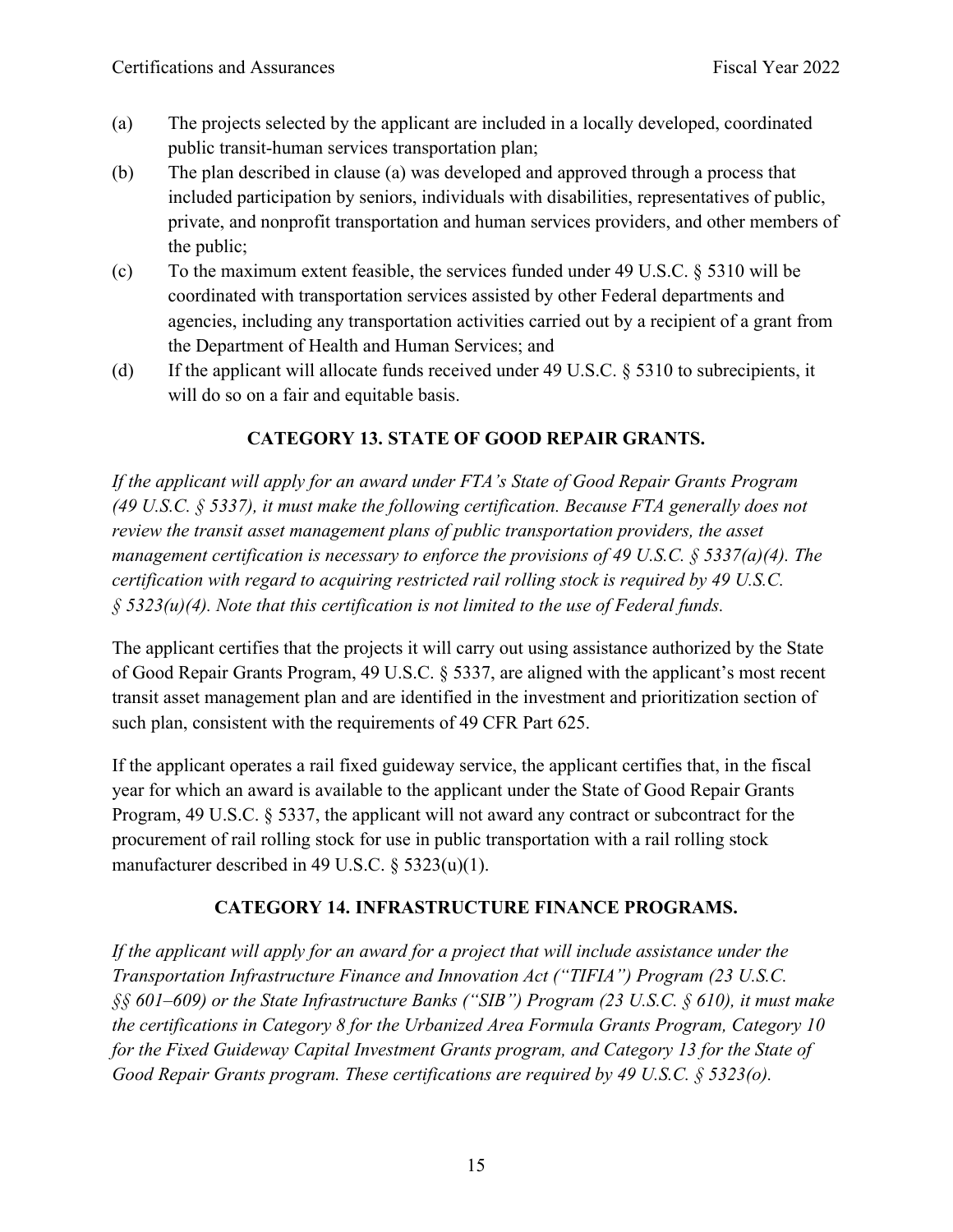(a) The projects selected by the applicant are included in a locally developed, coordinated public transit-human services transportation plan;

(b) The plan described in clause (a) was developed and approved through a process that included participation by seniors, individuals with disabilities, representatives of public, private, and nonprofit transportation and human services providers, and other members of the public;

(c) To the maximum extent feasible, the services funded under 49 U.S.C. § 5310 will be coordinated with transportation services assisted by other Federal departments and agencies, including any transportation activities carried out by a recipient of a grant from the Department of Health and Human Services; and

(d) If the applicant will allocate funds received under 49 U.S.C. § 5310 to subrecipients, it will do so on a fair and equitable basis.

## CATEGORY 13. STATE OF GOOD REPAIR GRANTS.

*If the applicant will apply for an award under FTA's State of Good Repair Grants Program (49 U.S.C. § 5337), it must make the following certification. Because FTA generally does not review the transit asset management plans of public transportation providers, the asset management certification is necessary to enforce the provisions of 49 U.S.C. § 5337(a)(4). The certification with regard to acquiring restricted rail rolling stock is required by 49 U.S.C. § 5323(u)(4). Note that this certification is not limited to the use of Federal funds.*

The applicant certifies that the projects it will carry out using assistance authorized by the State of Good Repair Grants Program, 49 U.S.C. § 5337, are aligned with the applicant's most recent transit asset management plan and are identified in the investment and prioritization section of such plan, consistent with the requirements of 49 CFR Part 625.

If the applicant operates a rail fixed guideway service, the applicant certifies that, in the fiscal year for which an award is available to the applicant under the State of Good Repair Grants Program, 49 U.S.C. § 5337, the applicant will not award any contract or subcontract for the procurement of rail rolling stock for use in public transportation with a rail rolling stock manufacturer described in 49 U.S.C. § 5323(u)(1).

## CATEGORY 14. INFRASTRUCTURE FINANCE PROGRAMS.

*If the applicant will apply for an award for a project that will include assistance under the Transportation Infrastructure Finance and Innovation Act ("TIFIA") Program (23 U.S.C. §§ 601–609) or the State Infrastructure Banks ("SIB") Program (23 U.S.C. § 610), it must make the certifications in Category 8 for the Urbanized Area Formula Grants Program, Category 10 for the Fixed Guideway Capital Investment Grants program, and Category 13 for the State of Good Repair Grants program. These certifications are required by 49 U.S.C. § 5323(o).*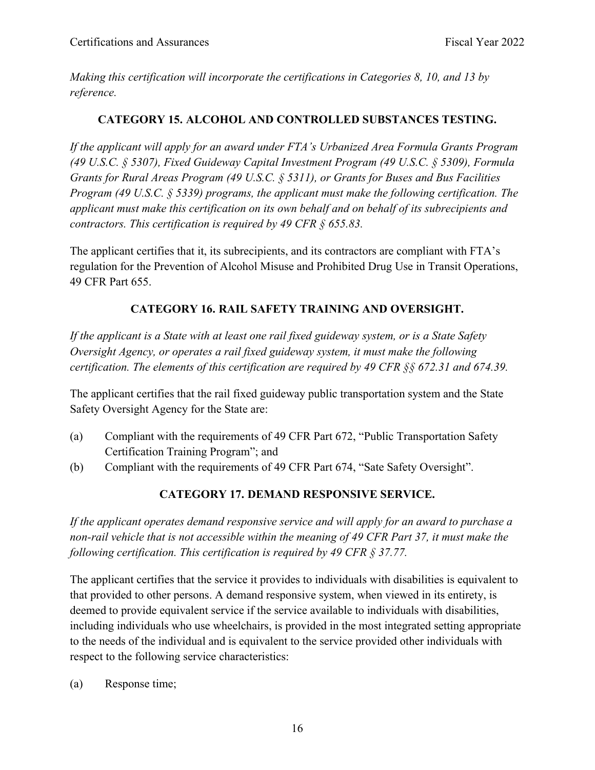*Making this certification will incorporate the certifications in Categories 8, 10, and 13 by reference.*

## CATEGORY 15. ALCOHOL AND CONTROLLED SUBSTANCES TESTING.

*If the applicant will apply for an award under FTA's Urbanized Area Formula Grants Program (49 U.S.C. § 5307), Fixed Guideway Capital Investment Program (49 U.S.C. § 5309), Formula Grants for Rural Areas Program (49 U.S.C. § 5311), or Grants for Buses and Bus Facilities Program (49 U.S.C. § 5339) programs, the applicant must make the following certification. The applicant must make this certification on its own behalf and on behalf of its subrecipients and contractors. This certification is required by 49 CFR § 655.83.*

The applicant certifies that it, its subrecipients, and its contractors are compliant with FTA's regulation for the Prevention of Alcohol Misuse and Prohibited Drug Use in Transit Operations, 49 CFR Part 655.

## CATEGORY 16. RAIL SAFETY TRAINING AND OVERSIGHT.

*If the applicant is a State with at least one rail fixed guideway system, or is a State Safety Oversight Agency, or operates a rail fixed guideway system, it must make the following certification. The elements of this certification are required by 49 CFR §§ 672.31 and 674.39.*

The applicant certifies that the rail fixed guideway public transportation system and the State Safety Oversight Agency for the State are:

(a) Compliant with the requirements of 49 CFR Part 672, "Public Transportation Safety Certification Training Program"; and
(b) Compliant with the requirements of 49 CFR Part 674, "Sate Safety Oversight".

## CATEGORY 17. DEMAND RESPONSIVE SERVICE.

*If the applicant operates demand responsive service and will apply for an award to purchase a non-rail vehicle that is not accessible within the meaning of 49 CFR Part 37, it must make the following certification. This certification is required by 49 CFR § 37.77.*

The applicant certifies that the service it provides to individuals with disabilities is equivalent to that provided to other persons. A demand responsive system, when viewed in its entirety, is deemed to provide equivalent service if the service available to individuals with disabilities, including individuals who use wheelchairs, is provided in the most integrated setting appropriate to the needs of the individual and is equivalent to the service provided other individuals with respect to the following service characteristics:

(a) Response time;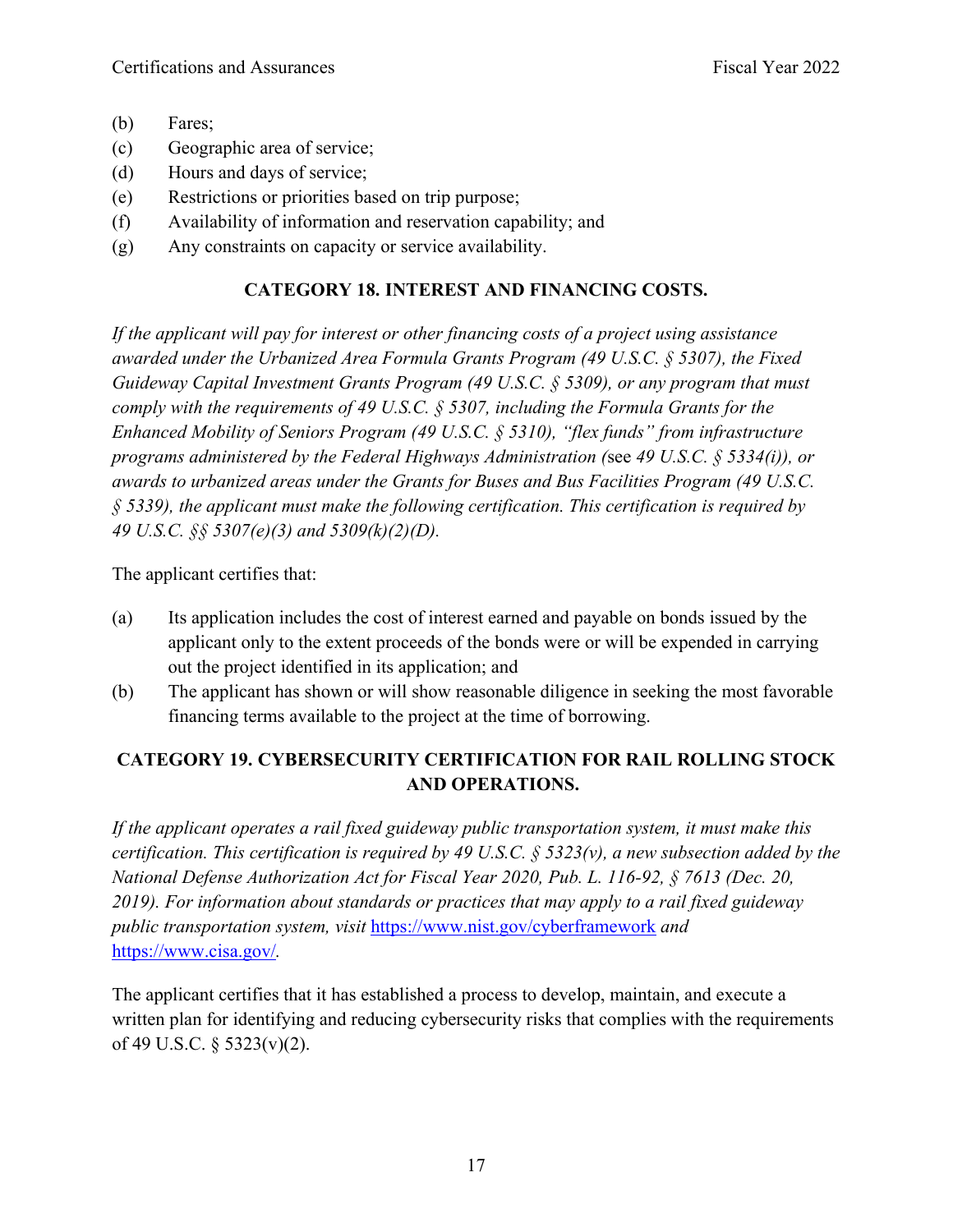(b) Fares;

(c) Geographic area of service;

(d) Hours and days of service;

(e) Restrictions or priorities based on trip purpose;

(f) Availability of information and reservation capability; and

(g) Any constraints on capacity or service availability.

## CATEGORY 18. INTEREST AND FINANCING COSTS.

*If the applicant will pay for interest or other financing costs of a project using assistance awarded under the Urbanized Area Formula Grants Program (49 U.S.C. § 5307), the Fixed Guideway Capital Investment Grants Program (49 U.S.C. § 5309), or any program that must comply with the requirements of 49 U.S.C. § 5307, including the Formula Grants for the Enhanced Mobility of Seniors Program (49 U.S.C. § 5310), "flex funds" from infrastructure programs administered by the Federal Highways Administration (*see *49 U.S.C. § 5334(i)), or awards to urbanized areas under the Grants for Buses and Bus Facilities Program (49 U.S.C. § 5339), the applicant must make the following certification. This certification is required by 49 U.S.C. §§ 5307(e)(3) and 5309(k)(2)(D).*

The applicant certifies that:

(a) Its application includes the cost of interest earned and payable on bonds issued by the applicant only to the extent proceeds of the bonds were or will be expended in carrying out the project identified in its application; and

(b) The applicant has shown or will show reasonable diligence in seeking the most favorable financing terms available to the project at the time of borrowing.

## CATEGORY 19. CYBERSECURITY CERTIFICATION FOR RAIL ROLLING STOCK AND OPERATIONS.

*If the applicant operates a rail fixed guideway public transportation system, it must make this certification. This certification is required by 49 U.S.C. § 5323(v), a new subsection added by the National Defense Authorization Act for Fiscal Year 2020, Pub. L. 116-92, § 7613 (Dec. 20, 2019). For information about standards or practices that may apply to a rail fixed guideway public transportation system, visit* https://www.nist.gov/cyberframework *and* https://www.cisa.gov/.

The applicant certifies that it has established a process to develop, maintain, and execute a written plan for identifying and reducing cybersecurity risks that complies with the requirements of 49 U.S.C. § 5323(v)(2).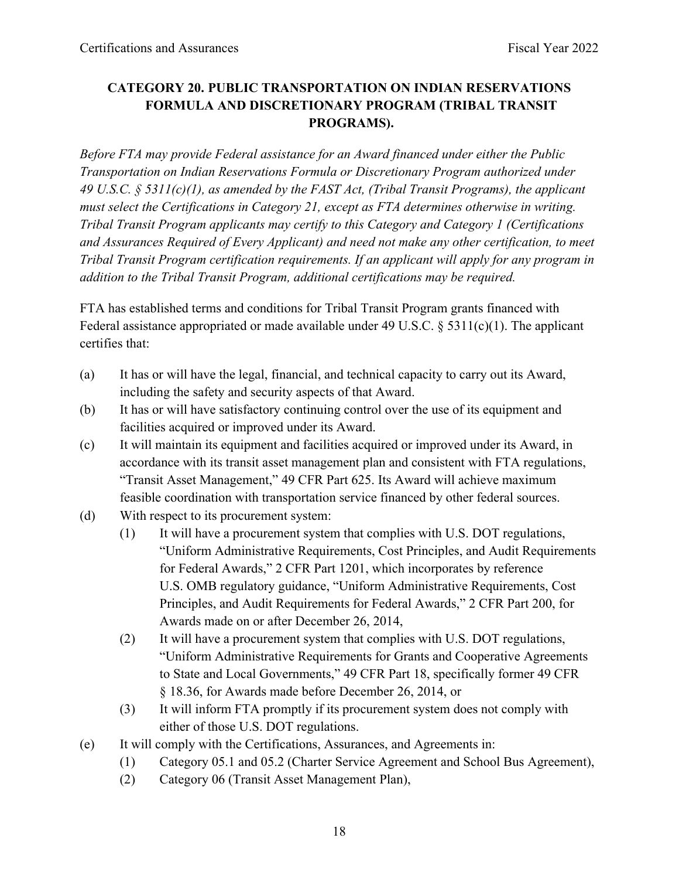## CATEGORY 20. PUBLIC TRANSPORTATION ON INDIAN RESERVATIONS FORMULA AND DISCRETIONARY PROGRAM (TRIBAL TRANSIT PROGRAMS).

*Before FTA may provide Federal assistance for an Award financed under either the Public Transportation on Indian Reservations Formula or Discretionary Program authorized under 49 U.S.C. § 5311(c)(1), as amended by the FAST Act, (Tribal Transit Programs), the applicant must select the Certifications in Category 21, except as FTA determines otherwise in writing. Tribal Transit Program applicants may certify to this Category and Category 1 (Certifications and Assurances Required of Every Applicant) and need not make any other certification, to meet Tribal Transit Program certification requirements. If an applicant will apply for any program in addition to the Tribal Transit Program, additional certifications may be required.*

FTA has established terms and conditions for Tribal Transit Program grants financed with Federal assistance appropriated or made available under 49 U.S.C. § 5311(c)(1). The applicant certifies that:

(a) It has or will have the legal, financial, and technical capacity to carry out its Award, including the safety and security aspects of that Award.

(b) It has or will have satisfactory continuing control over the use of its equipment and facilities acquired or improved under its Award.

(c) It will maintain its equipment and facilities acquired or improved under its Award, in accordance with its transit asset management plan and consistent with FTA regulations, "Transit Asset Management," 49 CFR Part 625. Its Award will achieve maximum feasible coordination with transportation service financed by other federal sources.

(d) With respect to its procurement system:

  (1) It will have a procurement system that complies with U.S. DOT regulations, "Uniform Administrative Requirements, Cost Principles, and Audit Requirements for Federal Awards," 2 CFR Part 1201, which incorporates by reference U.S. OMB regulatory guidance, "Uniform Administrative Requirements, Cost Principles, and Audit Requirements for Federal Awards," 2 CFR Part 200, for Awards made on or after December 26, 2014,

  (2) It will have a procurement system that complies with U.S. DOT regulations, "Uniform Administrative Requirements for Grants and Cooperative Agreements to State and Local Governments," 49 CFR Part 18, specifically former 49 CFR § 18.36, for Awards made before December 26, 2014, or

  (3) It will inform FTA promptly if its procurement system does not comply with either of those U.S. DOT regulations.

(e) It will comply with the Certifications, Assurances, and Agreements in:

  (1) Category 05.1 and 05.2 (Charter Service Agreement and School Bus Agreement),

  (2) Category 06 (Transit Asset Management Plan),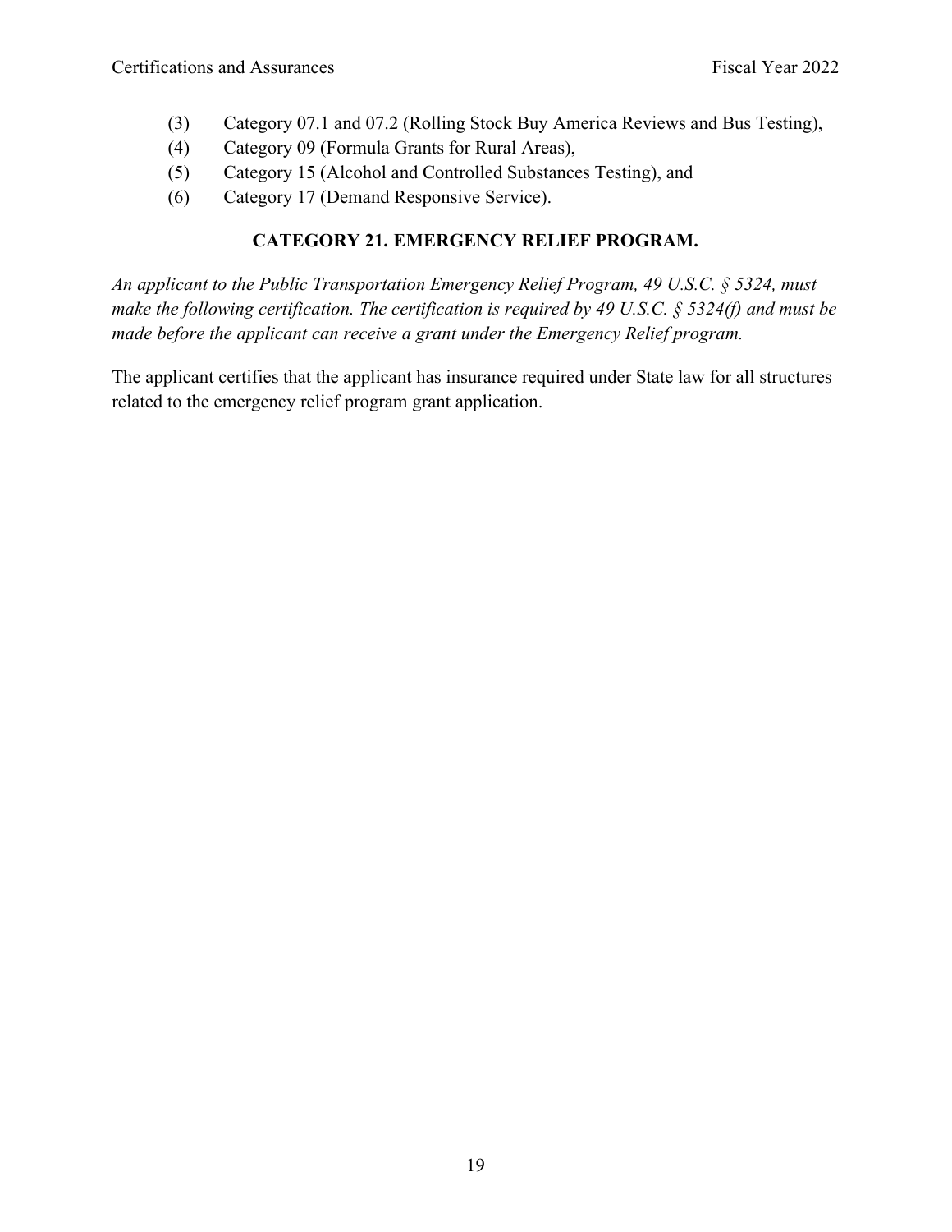(3) Category 07.1 and 07.2 (Rolling Stock Buy America Reviews and Bus Testing),
(4) Category 09 (Formula Grants for Rural Areas),
(5) Category 15 (Alcohol and Controlled Substances Testing), and
(6) Category 17 (Demand Responsive Service).

## CATEGORY 21. EMERGENCY RELIEF PROGRAM.

*An applicant to the Public Transportation Emergency Relief Program, 49 U.S.C. § 5324, must make the following certification. The certification is required by 49 U.S.C. § 5324(f) and must be made before the applicant can receive a grant under the Emergency Relief program.*

The applicant certifies that the applicant has insurance required under State law for all structures related to the emergency relief program grant application.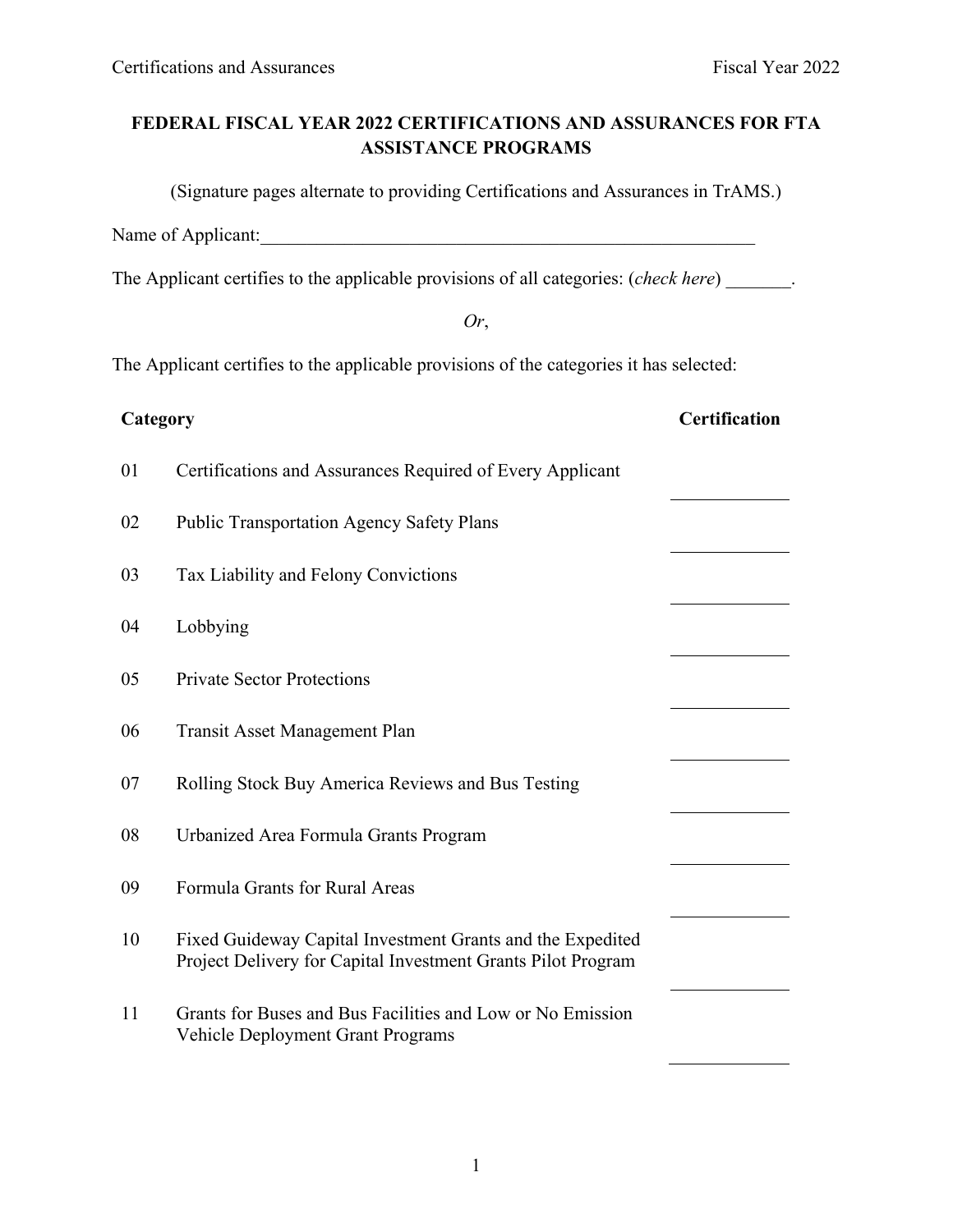# FEDERAL FISCAL YEAR 2022 CERTIFICATIONS AND ASSURANCES FOR FTA ASSISTANCE PROGRAMS

(Signature pages alternate to providing Certifications and Assurances in TrAMS.)

Name of Applicant:\_\_\_\_\_\_\_\_\_\_\_\_\_\_\_\_\_\_\_\_\_\_\_\_\_\_\_\_\_\_\_\_\_\_\_\_\_\_\_\_\_\_\_\_\_\_\_\_\_\_\_\_\_\_\_\_

The Applicant certifies to the applicable provisions of all categories: (*check here*) \_\_\_\_\_\_\_.

*Or*,

The Applicant certifies to the applicable provisions of the categories it has selected:

| Category | | Certification |
|---|---|---|
| 01 | Certifications and Assurances Required of Every Applicant | \_\_\_\_\_\_\_\_\_\_\_\_ |
| 02 | Public Transportation Agency Safety Plans | \_\_\_\_\_\_\_\_\_\_\_\_ |
| 03 | Tax Liability and Felony Convictions | \_\_\_\_\_\_\_\_\_\_\_\_ |
| 04 | Lobbying | \_\_\_\_\_\_\_\_\_\_\_\_ |
| 05 | Private Sector Protections | \_\_\_\_\_\_\_\_\_\_\_\_ |
| 06 | Transit Asset Management Plan | \_\_\_\_\_\_\_\_\_\_\_\_ |
| 07 | Rolling Stock Buy America Reviews and Bus Testing | \_\_\_\_\_\_\_\_\_\_\_\_ |
| 08 | Urbanized Area Formula Grants Program | \_\_\_\_\_\_\_\_\_\_\_\_ |
| 09 | Formula Grants for Rural Areas | \_\_\_\_\_\_\_\_\_\_\_\_ |
| 10 | Fixed Guideway Capital Investment Grants and the Expedited Project Delivery for Capital Investment Grants Pilot Program | \_\_\_\_\_\_\_\_\_\_\_\_ |
| 11 | Grants for Buses and Bus Facilities and Low or No Emission Vehicle Deployment Grant Programs | \_\_\_\_\_\_\_\_\_\_\_\_ |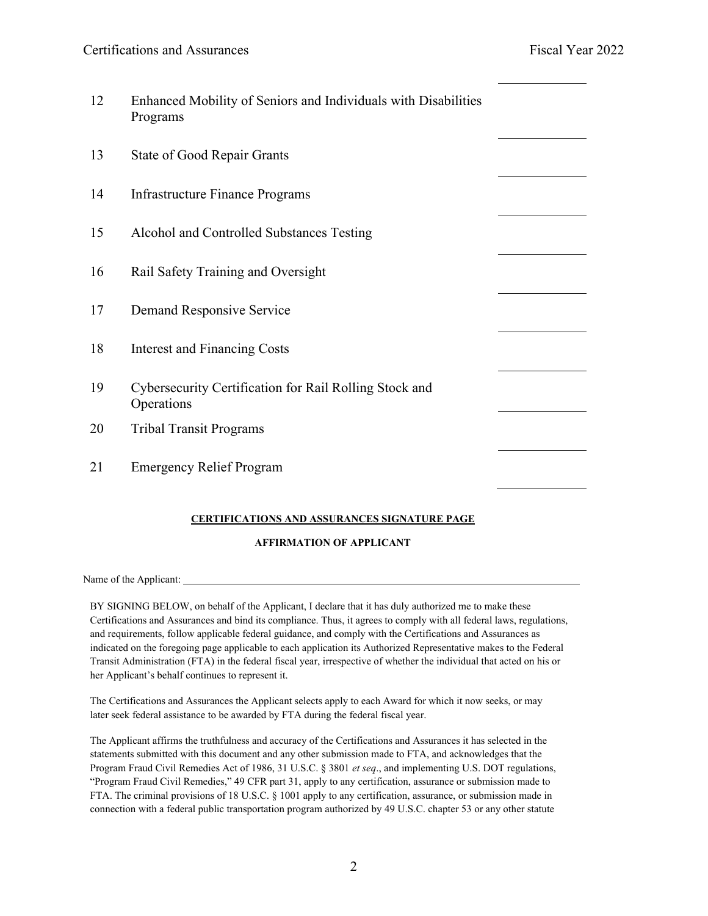| | | |
|---|---|---|
| 12 | Enhanced Mobility of Seniors and Individuals with Disabilities Programs | ______ |
| 13 | State of Good Repair Grants | ______ |
| 14 | Infrastructure Finance Programs | ______ |
| 15 | Alcohol and Controlled Substances Testing | ______ |
| 16 | Rail Safety Training and Oversight | ______ |
| 17 | Demand Responsive Service | ______ |
| 18 | Interest and Financing Costs | ______ |
| 19 | Cybersecurity Certification for Rail Rolling Stock and Operations | ______ |
| 20 | Tribal Transit Programs | ______ |
| 21 | Emergency Relief Program | ______ |

**CERTIFICATIONS AND ASSURANCES SIGNATURE PAGE**

**AFFIRMATION OF APPLICANT**

Name of the Applicant: ____________________________________________

BY SIGNING BELOW, on behalf of the Applicant, I declare that it has duly authorized me to make these Certifications and Assurances and bind its compliance. Thus, it agrees to comply with all federal laws, regulations, and requirements, follow applicable federal guidance, and comply with the Certifications and Assurances as indicated on the foregoing page applicable to each application its Authorized Representative makes to the Federal Transit Administration (FTA) in the federal fiscal year, irrespective of whether the individual that acted on his or her Applicant's behalf continues to represent it.

The Certifications and Assurances the Applicant selects apply to each Award for which it now seeks, or may later seek federal assistance to be awarded by FTA during the federal fiscal year.

The Applicant affirms the truthfulness and accuracy of the Certifications and Assurances it has selected in the statements submitted with this document and any other submission made to FTA, and acknowledges that the Program Fraud Civil Remedies Act of 1986, 31 U.S.C. § 3801 *et seq*., and implementing U.S. DOT regulations, "Program Fraud Civil Remedies," 49 CFR part 31, apply to any certification, assurance or submission made to FTA. The criminal provisions of 18 U.S.C. § 1001 apply to any certification, assurance, or submission made in connection with a federal public transportation program authorized by 49 U.S.C. chapter 53 or any other statute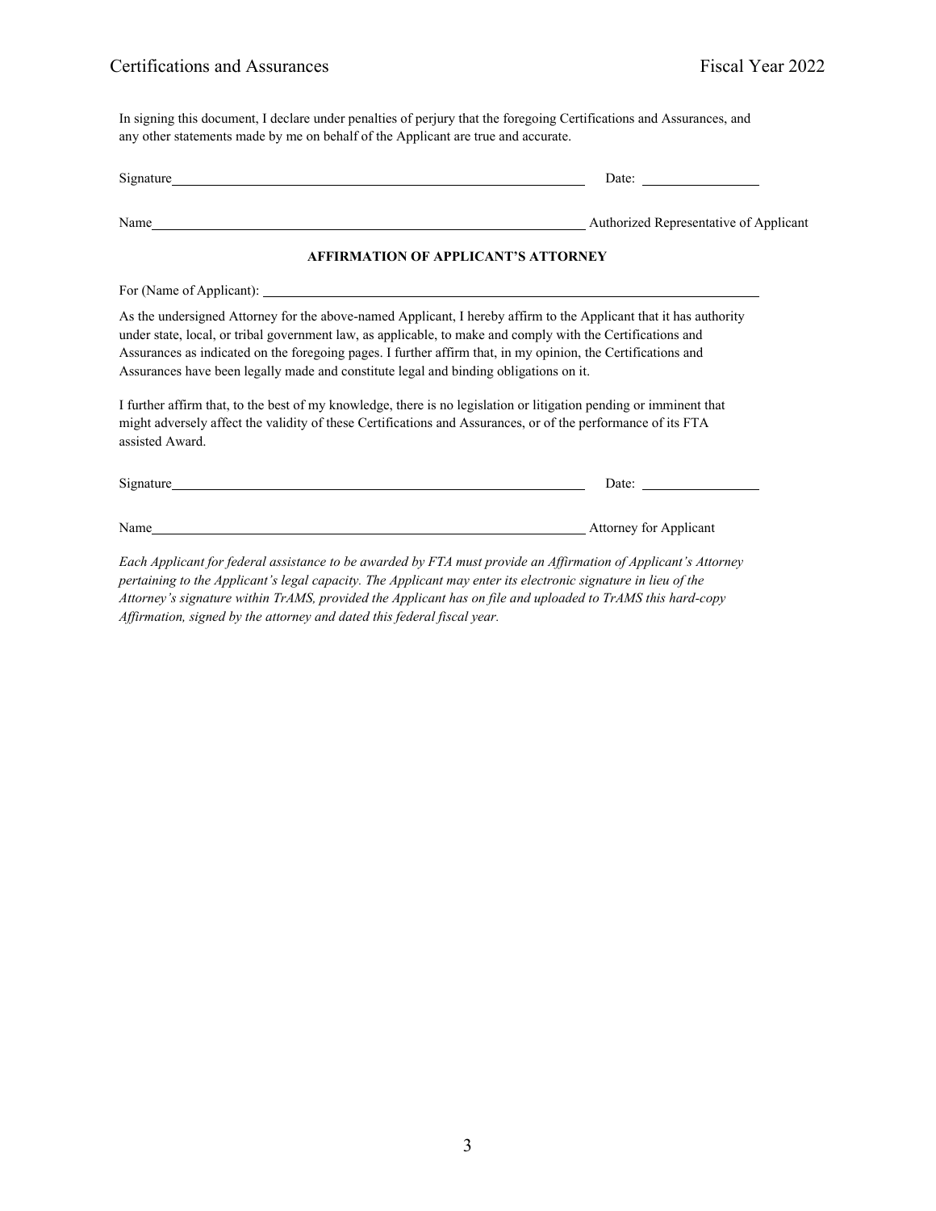In signing this document, I declare under penalties of perjury that the foregoing Certifications and Assurances, and any other statements made by me on behalf of the Applicant are true and accurate.

Signature_______________________________________________ Date: ______________

Name_______________________________________________ Authorized Representative of Applicant

**AFFIRMATION OF APPLICANT'S ATTORNEY**

For (Name of Applicant): _______________________________________________

As the undersigned Attorney for the above-named Applicant, I hereby affirm to the Applicant that it has authority under state, local, or tribal government law, as applicable, to make and comply with the Certifications and Assurances as indicated on the foregoing pages. I further affirm that, in my opinion, the Certifications and Assurances have been legally made and constitute legal and binding obligations on it.

I further affirm that, to the best of my knowledge, there is no legislation or litigation pending or imminent that might adversely affect the validity of these Certifications and Assurances, or of the performance of its FTA assisted Award.

Signature_______________________________________________ Date: ______________

Name_______________________________________________ Attorney for Applicant

*Each Applicant for federal assistance to be awarded by FTA must provide an Affirmation of Applicant's Attorney pertaining to the Applicant's legal capacity. The Applicant may enter its electronic signature in lieu of the Attorney's signature within TrAMS, provided the Applicant has on file and uploaded to TrAMS this hard-copy Affirmation, signed by the attorney and dated this federal fiscal year.*